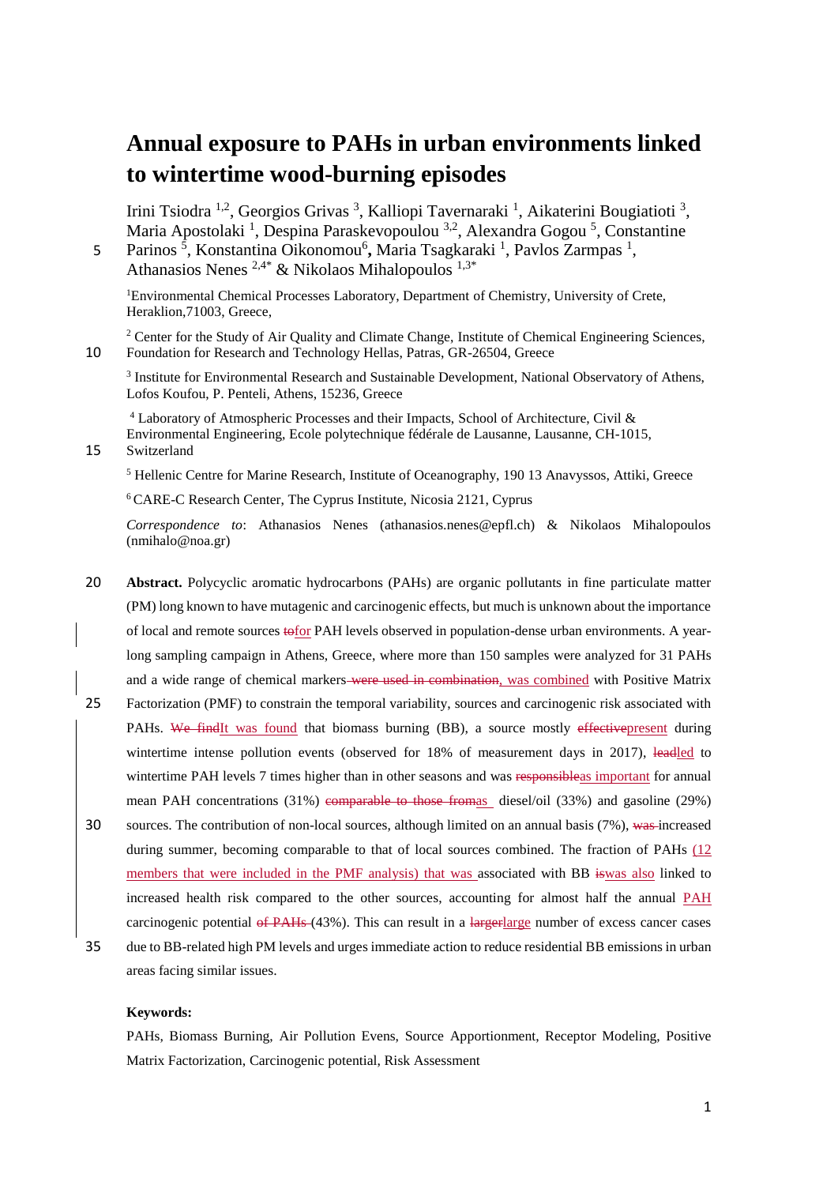# Annual exposure to PAHs in urban environments linked to wintertime wood-burning episodes

Irini Tsiodra [1,2], Georgios Grivas [3], Kalliopi Tavernaraki [1], Aikaterini Bougiatioti [3], Maria Apostolaki [1], Despina Paraskevopoulou [3,2], Alexandra Gogou [5], Constantine Parinos [5], Konstantina Oikonomou[6], Maria Tsagkaraki [1], Pavlos Zarmpas [1], Athanasios Nenes [2,4*] & Nikolaos Mihalopoulos [1,3*]

[1]Environmental Chemical Processes Laboratory, Department of Chemistry, University of Crete, Heraklion,71003, Greece,

[2] Center for the Study of Air Quality and Climate Change, Institute of Chemical Engineering Sciences, Foundation for Research and Technology Hellas, Patras, GR-26504, Greece

[3] Institute for Environmental Research and Sustainable Development, National Observatory of Athens, Lofos Koufou, P. Penteli, Athens, 15236, Greece

[4] Laboratory of Atmospheric Processes and their Impacts, School of Architecture, Civil & Environmental Engineering, Ecole polytechnique fédérale de Lausanne, Lausanne, CH-1015, Switzerland

[5] Hellenic Centre for Marine Research, Institute of Oceanography, 190 13 Anavyssos, Attiki, Greece

[6] CARE-C Research Center, The Cyprus Institute, Nicosia 2121, Cyprus

*Correspondence to*: Athanasios Nenes (athanasios.nenes@epfl.ch) & Nikolaos Mihalopoulos (nmihalo@noa.gr)

**Abstract.** Polycyclic aromatic hydrocarbons (PAHs) are organic pollutants in fine particulate matter (PM) long known to have mutagenic and carcinogenic effects, but much is unknown about the importance of local and remote sources ~~to~~for PAH levels observed in population-dense urban environments. A year-long sampling campaign in Athens, Greece, where more than 150 samples were analyzed for 31 PAHs and a wide range of chemical markers~~ were used in combination~~, was combined with Positive Matrix Factorization (PMF) to constrain the temporal variability, sources and carcinogenic risk associated with PAHs. ~~We find~~It was found that biomass burning (BB), a source mostly ~~effective~~present during wintertime intense pollution events (observed for 18% of measurement days in 2017), ~~lead~~led to wintertime PAH levels 7 times higher than in other seasons and was ~~responsible~~as important for annual mean PAH concentrations (31%) ~~comparable to those from~~as diesel/oil (33%) and gasoline (29%) sources. The contribution of non-local sources, although limited on an annual basis (7%), ~~was~~ increased during summer, becoming comparable to that of local sources combined. The fraction of PAHs (12 members that were included in the PMF analysis) that was associated with BB ~~is~~was also linked to increased health risk compared to the other sources, accounting for almost half the annual PAH carcinogenic potential ~~of PAHs~~ (43%). This can result in a ~~larger~~large number of excess cancer cases due to BB-related high PM levels and urges immediate action to reduce residential BB emissions in urban areas facing similar issues.

**Keywords:**

PAHs, Biomass Burning, Air Pollution Evens, Source Apportionment, Receptor Modeling, Positive Matrix Factorization, Carcinogenic potential, Risk Assessment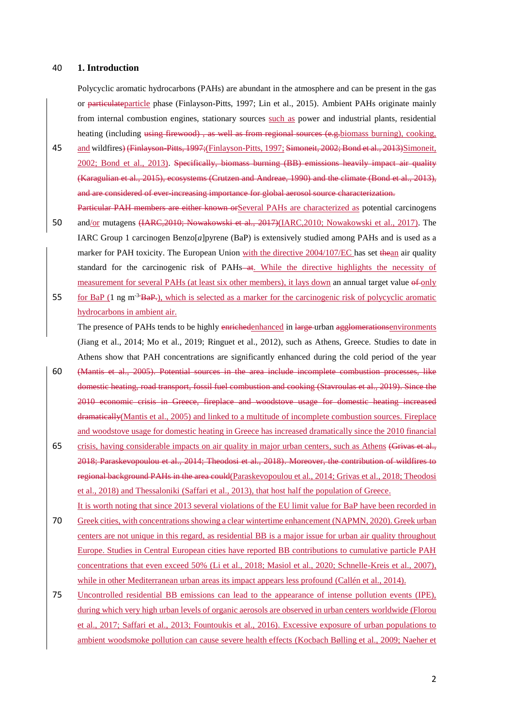# 1. Introduction

Polycyclic aromatic hydrocarbons (PAHs) are abundant in the atmosphere and can be present in the gas or ~~particulate~~particle phase (Finlayson-Pitts, 1997; Lin et al., 2015). Ambient PAHs originate mainly from internal combustion engines, stationary sources such as power and industrial plants, residential heating (including ~~using firewood) , as well as from regional sources (e.g.~~biomass burning), cooking, and wildfires~~)~~ ~~(Finlayson-Pitts, 1997;~~(Finlayson-Pitts, 1997; ~~Simoneit, 2002; Bond et al., 2013)~~Simoneit, 2002; Bond et al., 2013). ~~Specifically, biomass burning (BB) emissions heavily impact air quality (Karagulian et al., 2015), ecosystems (Crutzen and Andreae, 1990) and the climate (Bond et al., 2013), and are considered of ever-increasing importance for global aerosol source characterization.~~

~~Particular PAH members are either known or~~Several PAHs are characterized as potential carcinogens and/or mutagens ~~(IARC,2010; Nowakowski et al., 2017)~~(IARC,2010; Nowakowski et al., 2017). The IARC Group 1 carcinogen Benzo[*a*]pyrene (BaP) is extensively studied among PAHs and is used as a marker for PAH toxicity. The European Union with the directive 2004/107/EC has set ~~the~~an air quality standard for the carcinogenic risk of PAHs ~~at~~. While the directive highlights the necessity of measurement for several PAHs (at least six other members), it lays down an annual target value ~~of~~ only for BaP (1 ng m$^{-3}$ ~~BaP.~~), which is selected as a marker for the carcinogenic risk of polycyclic aromatic hydrocarbons in ambient air.

The presence of PAHs tends to be highly ~~enriched~~enhanced in ~~large~~ urban ~~agglomerations~~environments (Jiang et al., 2014; Mo et al., 2019; Ringuet et al., 2012), such as Athens, Greece. Studies to date in Athens show that PAH concentrations are significantly enhanced during the cold period of the year ~~(Mantis et al., 2005). Potential sources in the area include incomplete combustion processes, like domestic heating, road transport, fossil fuel combustion and cooking (Stavroulas et al., 2019). Since the 2010 economic crisis in Greece, fireplace and woodstove usage for domestic heating increased dramatically~~(Mantis et al., 2005) and linked to a multitude of incomplete combustion sources. Fireplace and woodstove usage for domestic heating in Greece has increased dramatically since the 2010 financial crisis, having considerable impacts on air quality in major urban centers, such as Athens ~~(Grivas et al., 2018; Paraskevopoulou et al., 2014; Theodosi et al., 2018). Moreover, the contribution of wildfires to regional background PAHs in the area could~~(Paraskevopoulou et al., 2014; Grivas et al., 2018; Theodosi et al., 2018) and Thessaloniki (Saffari et al., 2013), that host half the population of Greece.

It is worth noting that since 2013 several violations of the EU limit value for BaP have been recorded in Greek cities, with concentrations showing a clear wintertime enhancement (NAPMN, 2020). Greek urban centers are not unique in this regard, as residential BB is a major issue for urban air quality throughout Europe. Studies in Central European cities have reported BB contributions to cumulative particle PAH concentrations that even exceed 50% (Li et al., 2018; Masiol et al., 2020; Schnelle-Kreis et al., 2007), while in other Mediterranean urban areas its impact appears less profound (Callén et al., 2014).

Uncontrolled residential BB emissions can lead to the appearance of intense pollution events (IPE), during which very high urban levels of organic aerosols are observed in urban centers worldwide (Florou et al., 2017; Saffari et al., 2013; Fountoukis et al., 2016). Excessive exposure of urban populations to ambient woodsmoke pollution can cause severe health effects (Kocbach Bølling et al., 2009; Naeher et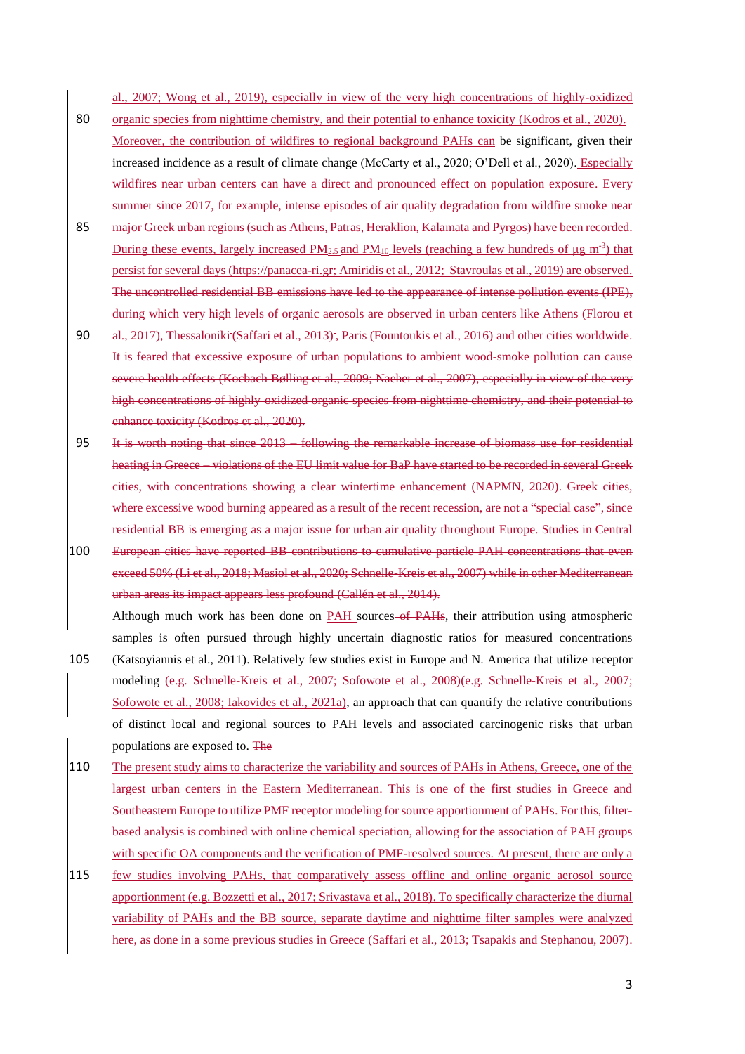al., 2007; Wong et al., 2019), especially in view of the very high concentrations of highly-oxidized organic species from nighttime chemistry, and their potential to enhance toxicity (Kodros et al., 2020). Moreover, the contribution of wildfires to regional background PAHs can be significant, given their increased incidence as a result of climate change (McCarty et al., 2020; O'Dell et al., 2020). Especially wildfires near urban centers can have a direct and pronounced effect on population exposure. Every summer since 2017, for example, intense episodes of air quality degradation from wildfire smoke near major Greek urban regions (such as Athens, Patras, Heraklion, Kalamata and Pyrgos) have been recorded. During these events, largely increased $PM_{2.5}$ and $PM_{10}$ levels (reaching a few hundreds of μg $m^{-3}$) that persist for several days (https://panacea-ri.gr; Amiridis et al., 2012; Stavroulas et al., 2019) are observed. ~~The uncontrolled residential BB emissions have led to the appearance of intense pollution events (IPE), during which very high levels of organic aerosols are observed in urban centers like Athens (Florou et al., 2017), Thessaloniki (Saffari et al., 2013), Paris (Fountoukis et al., 2016) and other cities worldwide. It is feared that excessive exposure of urban populations to ambient wood-smoke pollution can cause severe health effects (Kocbach Bølling et al., 2009; Naeher et al., 2007), especially in view of the very high concentrations of highly-oxidized organic species from nighttime chemistry, and their potential to enhance toxicity (Kodros et al., 2020).~~

~~It is worth noting that since 2013 – following the remarkable increase of biomass use for residential heating in Greece – violations of the EU limit value for BaP have started to be recorded in several Greek cities, with concentrations showing a clear wintertime enhancement (NAPMN, 2020). Greek cities, where excessive wood burning appeared as a result of the recent recession, are not a "special case", since residential BB is emerging as a major issue for urban air quality throughout Europe. Studies in Central European cities have reported BB contributions to cumulative particle PAH concentrations that even exceed 50% (Li et al., 2018; Masiol et al., 2020; Schnelle-Kreis et al., 2007) while in other Mediterranean urban areas its impact appears less profound (Callén et al., 2014).~~

Although much work has been done on PAH sources ~~of PAHs~~, their attribution using atmospheric samples is often pursued through highly uncertain diagnostic ratios for measured concentrations (Katsoyiannis et al., 2011). Relatively few studies exist in Europe and N. America that utilize receptor modeling ~~(e.g. Schnelle-Kreis et al., 2007; Sofowote et al., 2008)~~(e.g. Schnelle-Kreis et al., 2007; Sofowote et al., 2008; Iakovides et al., 2021a), an approach that can quantify the relative contributions of distinct local and regional sources to PAH levels and associated carcinogenic risks that urban populations are exposed to. ~~The~~

The present study aims to characterize the variability and sources of PAHs in Athens, Greece, one of the largest urban centers in the Eastern Mediterranean. This is one of the first studies in Greece and Southeastern Europe to utilize PMF receptor modeling for source apportionment of PAHs. For this, filter-based analysis is combined with online chemical speciation, allowing for the association of PAH groups with specific OA components and the verification of PMF-resolved sources. At present, there are only a few studies involving PAHs, that comparatively assess offline and online organic aerosol source apportionment (e.g. Bozzetti et al., 2017; Srivastava et al., 2018). To specifically characterize the diurnal variability of PAHs and the BB source, separate daytime and nighttime filter samples were analyzed here, as done in a some previous studies in Greece (Saffari et al., 2013; Tsapakis and Stephanou, 2007).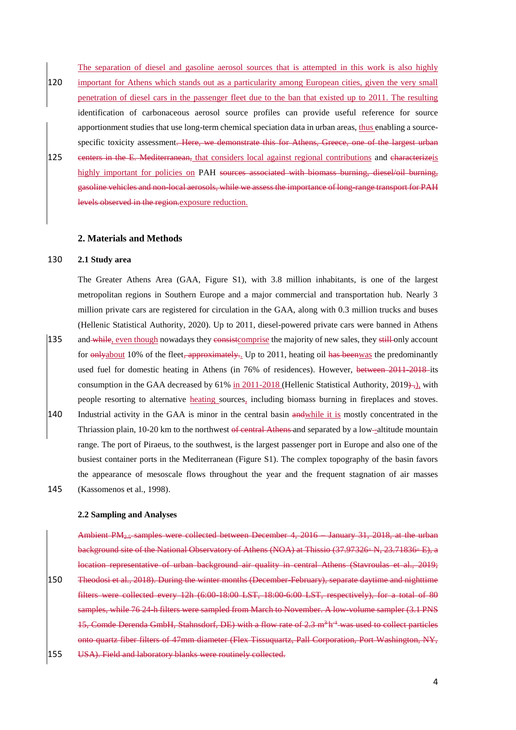The separation of diesel and gasoline aerosol sources that is attempted in this work is also highly important for Athens which stands out as a particularity among European cities, given the very small penetration of diesel cars in the passenger fleet due to the ban that existed up to 2011. The resulting identification of carbonaceous aerosol source profiles can provide useful reference for source apportionment studies that use long-term chemical speciation data in urban areas, thus enabling a source-specific toxicity assessment~~. Here, we demonstrate this for Athens, Greece, one of the largest urban centers in the E. Mediterranean,~~ that considers local against regional contributions and ~~characterize~~is highly important for policies on PAH ~~sources associated with biomass burning, diesel/oil burning, gasoline vehicles and non-local aerosols, while we assess the importance of long-range transport for PAH levels observed in the region.~~exposure reduction.

## 2. Materials and Methods

### 2.1 Study area

The Greater Athens Area (GAA, Figure S1), with 3.8 million inhabitants, is one of the largest metropolitan regions in Southern Europe and a major commercial and transportation hub. Nearly 3 million private cars are registered for circulation in the GAA, along with 0.3 million trucks and buses (Hellenic Statistical Authority, 2020). Up to 2011, diesel-powered private cars were banned in Athens and ~~while~~, even though nowadays they ~~consist~~comprise the majority of new sales, they ~~still~~ only account for ~~only~~about 10% of the fleet~~, approximately~~. Up to 2011, heating oil ~~has been~~was the predominantly used fuel for domestic heating in Athens (in 76% of residences). However, ~~between 2011-2018~~ its consumption in the GAA decreased by 61% in 2011-2018 (Hellenic Statistical Authority, 2019~~).~~), with people resorting to alternative heating sources, including biomass burning in fireplaces and stoves. Industrial activity in the GAA is minor in the central basin ~~and~~while it is mostly concentrated in the Thriassion plain, 10-20 km to the northwest ~~of central Athens~~ and separated by a low-altitude mountain range. The port of Piraeus, to the southwest, is the largest passenger port in Europe and also one of the busiest container ports in the Mediterranean (Figure S1). The complex topography of the basin favors the appearance of mesoscale flows throughout the year and the frequent stagnation of air masses (Kassomenos et al., 1998).

### 2.2 Sampling and Analyses

~~Ambient $PM_{2.5}$ samples were collected between December 4, 2016 – January 31, 2018, at the urban background site of the National Observatory of Athens (NOA) at Thissio (37.97326° N, 23.71836° E), a location representative of urban background air quality in central Athens (Stavroulas et al., 2019; Theodosi et al., 2018). During the winter months (December-February), separate daytime and nighttime filters were collected every 12h (6:00-18:00 LST, 18:00-6:00 LST, respectively), for a total of 80 samples, while 76 24-h filters were sampled from March to November. A low-volume sampler (3.1 PNS 15, Comde Derenda GmbH, Stahnsdorf, DE) with a flow rate of 2.3 $m^3 h^{-1}$ was used to collect particles onto quartz fiber filters of 47mm diameter (Flex Tissuquartz, Pall Corporation, Port Washington, NY, USA). Field and laboratory blanks were routinely collected.~~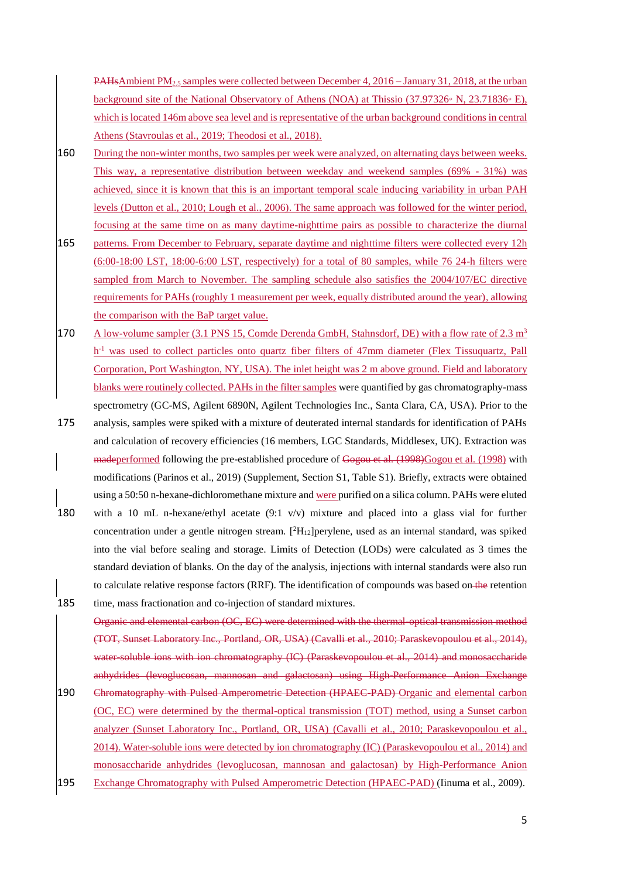PAHsAmbient $PM_{2.5}$ samples were collected between December 4, 2016 – January 31, 2018, at the urban background site of the National Observatory of Athens (NOA) at Thissio (37.97326◦ N, 23.71836◦ E), which is located 146m above sea level and is representative of the urban background conditions in central Athens (Stavroulas et al., 2019; Theodosi et al., 2018).

160 During the non-winter months, two samples per week were analyzed, on alternating days between weeks. This way, a representative distribution between weekday and weekend samples (69% - 31%) was achieved, since it is known that this is an important temporal scale inducing variability in urban PAH levels (Dutton et al., 2010; Lough et al., 2006). The same approach was followed for the winter period, focusing at the same time on as many daytime-nighttime pairs as possible to characterize the diurnal

165 patterns. From December to February, separate daytime and nighttime filters were collected every 12h (6:00-18:00 LST, 18:00-6:00 LST, respectively) for a total of 80 samples, while 76 24-h filters were sampled from March to November. The sampling schedule also satisfies the 2004/107/EC directive requirements for PAHs (roughly 1 measurement per week, equally distributed around the year), allowing the comparison with the BaP target value.

170 A low-volume sampler (3.1 PNS 15, Comde Derenda GmbH, Stahnsdorf, DE) with a flow rate of 2.3 $m^3$ $h^{-1}$ was used to collect particles onto quartz fiber filters of 47mm diameter (Flex Tissuquartz, Pall Corporation, Port Washington, NY, USA). The inlet height was 2 m above ground. Field and laboratory blanks were routinely collected. PAHs in the filter samples were quantified by gas chromatography-mass spectrometry (GC-MS, Agilent 6890N, Agilent Technologies Inc., Santa Clara, CA, USA). Prior to the

175 analysis, samples were spiked with a mixture of deuterated internal standards for identification of PAHs and calculation of recovery efficiencies (16 members, LGC Standards, Middlesex, UK). Extraction was madeperformed following the pre-established procedure of Gogou et al. (1998)Gogou et al. (1998) with modifications (Parinos et al., 2019) (Supplement, Section S1, Table S1). Briefly, extracts were obtained using a 50:50 n-hexane-dichloromethane mixture and were purified on a silica column. PAHs were eluted

180 with a 10 mL n-hexane/ethyl acetate (9:1 v/v) mixture and placed into a glass vial for further concentration under a gentle nitrogen stream. [$^2H_{12}$]perylene, used as an internal standard, was spiked into the vial before sealing and storage. Limits of Detection (LODs) were calculated as 3 times the standard deviation of blanks. On the day of the analysis, injections with internal standards were also run to calculate relative response factors (RRF). The identification of compounds was based on the retention

185 time, mass fractionation and co-injection of standard mixtures.

Organic and elemental carbon (OC, EC) were determined with the thermal-optical transmission method (TOT, Sunset Laboratory Inc., Portland, OR, USA) (Cavalli et al., 2010; Paraskevopoulou et al., 2014), water-soluble ions with ion chromatography (IC) (Paraskevopoulou et al., 2014) and monosaccharide anhydrides (levoglucosan, mannosan and galactosan) using High-Performance Anion Exchange

190 Chromatography with Pulsed Amperometric Detection (HPAEC-PAD) Organic and elemental carbon (OC, EC) were determined by the thermal-optical transmission (TOT) method, using a Sunset carbon analyzer (Sunset Laboratory Inc., Portland, OR, USA) (Cavalli et al., 2010; Paraskevopoulou et al., 2014). Water-soluble ions were detected by ion chromatography (IC) (Paraskevopoulou et al., 2014) and monosaccharide anhydrides (levoglucosan, mannosan and galactosan) by High-Performance Anion

195 Exchange Chromatography with Pulsed Amperometric Detection (HPAEC-PAD) (Iinuma et al., 2009).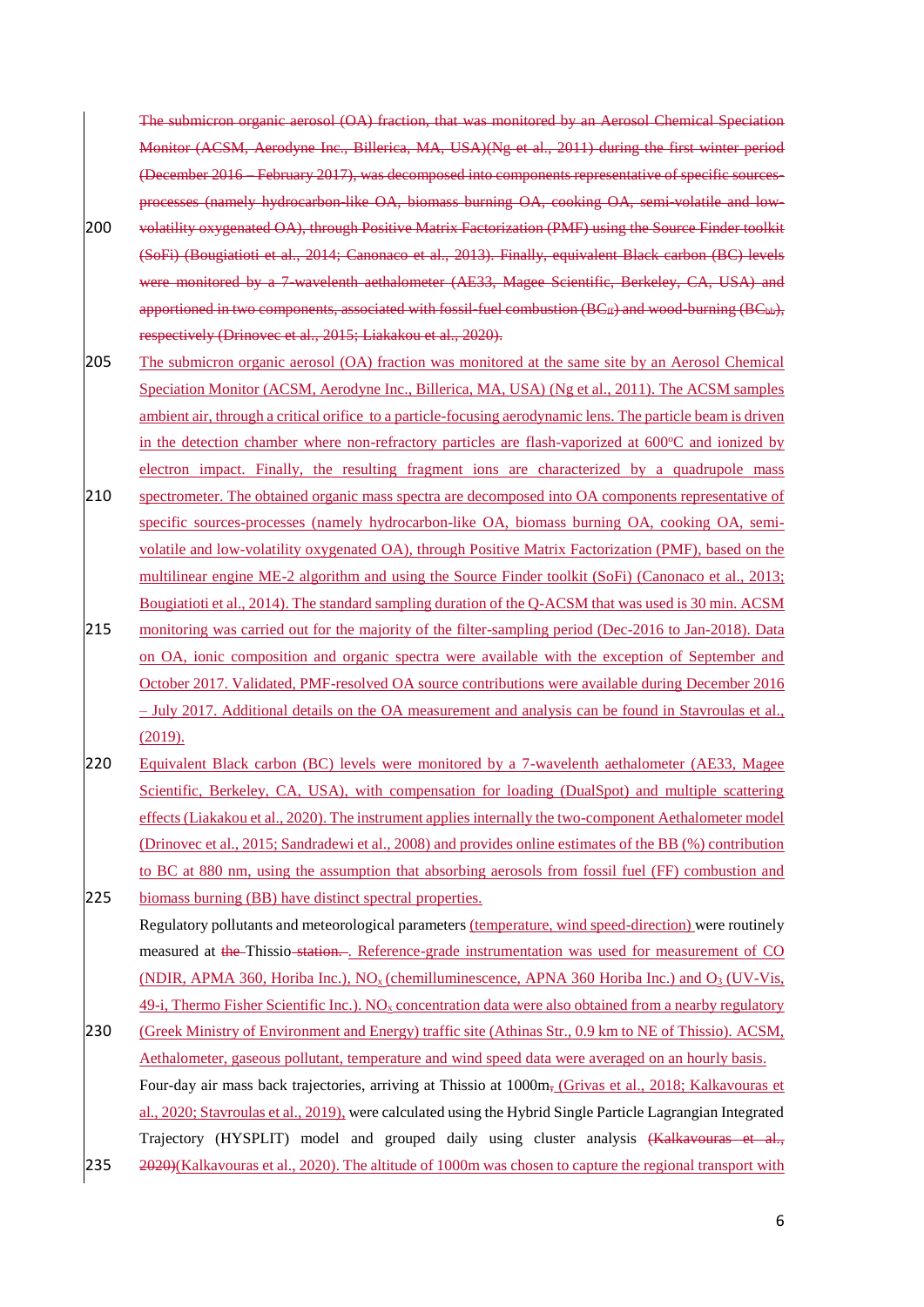The submicron organic aerosol (OA) fraction, that was monitored by an Aerosol Chemical Speciation Monitor (ACSM, Aerodyne Inc., Billerica, MA, USA)(Ng et al., 2011) during the first winter period (December 2016 – February 2017), was decomposed into components representative of specific sources-processes (namely hydrocarbon-like OA, biomass burning OA, cooking OA, semi-volatile and low-volatility oxygenated OA), through Positive Matrix Factorization (PMF) using the Source Finder toolkit (SoFi) (Bougiatioti et al., 2014; Canonaco et al., 2013). Finally, equivalent Black carbon (BC) levels were monitored by a 7-wavelenth aethalometer (AE33, Magee Scientific, Berkeley, CA, USA) and apportioned in two components, associated with fossil-fuel combustion ($BC_{ff}$) and wood-burning ($BC_{wb}$), respectively (Drinovec et al., 2015; Liakakou et al., 2020).

The submicron organic aerosol (OA) fraction was monitored at the same site by an Aerosol Chemical Speciation Monitor (ACSM, Aerodyne Inc., Billerica, MA, USA) (Ng et al., 2011). The ACSM samples ambient air, through a critical orifice to a particle-focusing aerodynamic lens. The particle beam is driven in the detection chamber where non-refractory particles are flash-vaporized at 600°C and ionized by electron impact. Finally, the resulting fragment ions are characterized by a quadrupole mass spectrometer. The obtained organic mass spectra are decomposed into OA components representative of specific sources-processes (namely hydrocarbon-like OA, biomass burning OA, cooking OA, semi-volatile and low-volatility oxygenated OA), through Positive Matrix Factorization (PMF), based on the multilinear engine ME-2 algorithm and using the Source Finder toolkit (SoFi) (Canonaco et al., 2013; Bougiatioti et al., 2014). The standard sampling duration of the Q-ACSM that was used is 30 min. ACSM monitoring was carried out for the majority of the filter-sampling period (Dec-2016 to Jan-2018). Data on OA, ionic composition and organic spectra were available with the exception of September and October 2017. Validated, PMF-resolved OA source contributions were available during December 2016 – July 2017. Additional details on the OA measurement and analysis can be found in Stavroulas et al., (2019).

Equivalent Black carbon (BC) levels were monitored by a 7-wavelenth aethalometer (AE33, Magee Scientific, Berkeley, CA, USA), with compensation for loading (DualSpot) and multiple scattering effects (Liakakou et al., 2020). The instrument applies internally the two-component Aethalometer model (Drinovec et al., 2015; Sandradewi et al., 2008) and provides online estimates of the BB (%) contribution to BC at 880 nm, using the assumption that absorbing aerosols from fossil fuel (FF) combustion and biomass burning (BB) have distinct spectral properties.

Regulatory pollutants and meteorological parameters (temperature, wind speed-direction) were routinely measured at the Thissio station. . Reference-grade instrumentation was used for measurement of CO (NDIR, APMA 360, Horiba Inc.), $NO_x$ (chemilluminescence, APNA 360 Horiba Inc.) and $O_3$ (UV-Vis, 49-i, Thermo Fisher Scientific Inc.). $NO_x$ concentration data were also obtained from a nearby regulatory (Greek Ministry of Environment and Energy) traffic site (Athinas Str., 0.9 km to NE of Thissio). ACSM, Aethalometer, gaseous pollutant, temperature and wind speed data were averaged on an hourly basis.

Four-day air mass back trajectories, arriving at Thissio at 1000m, (Grivas et al., 2018; Kalkavouras et al., 2020; Stavroulas et al., 2019), were calculated using the Hybrid Single Particle Lagrangian Integrated Trajectory (HYSPLIT) model and grouped daily using cluster analysis (Kalkavouras et al., 2020)(Kalkavouras et al., 2020). The altitude of 1000m was chosen to capture the regional transport with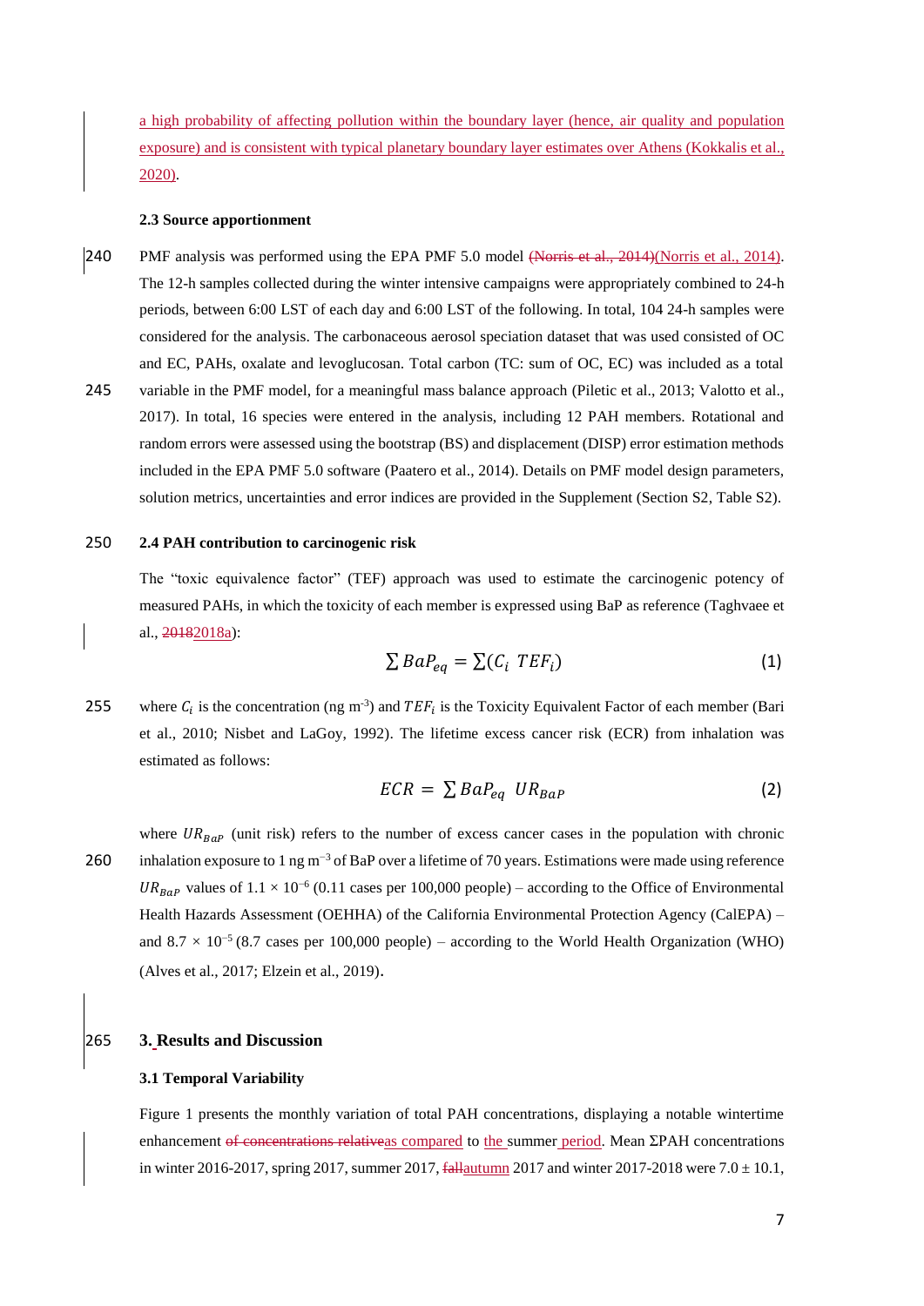a high probability of affecting pollution within the boundary layer (hence, air quality and population exposure) and is consistent with typical planetary boundary layer estimates over Athens (Kokkalis et al., 2020).

### 2.3 Source apportionment

PMF analysis was performed using the EPA PMF 5.0 model (Norris et al., 2014)(Norris et al., 2014). The 12-h samples collected during the winter intensive campaigns were appropriately combined to 24-h periods, between 6:00 LST of each day and 6:00 LST of the following. In total, 104 24-h samples were considered for the analysis. The carbonaceous aerosol speciation dataset that was used consisted of OC and EC, PAHs, oxalate and levoglucosan. Total carbon (TC: sum of OC, EC) was included as a total variable in the PMF model, for a meaningful mass balance approach (Piletic et al., 2013; Valotto et al., 2017). In total, 16 species were entered in the analysis, including 12 PAH members. Rotational and random errors were assessed using the bootstrap (BS) and displacement (DISP) error estimation methods included in the EPA PMF 5.0 software (Paatero et al., 2014). Details on PMF model design parameters, solution metrics, uncertainties and error indices are provided in the Supplement (Section S2, Table S2).

### 2.4 PAH contribution to carcinogenic risk

The "toxic equivalence factor" (TEF) approach was used to estimate the carcinogenic potency of measured PAHs, in which the toxicity of each member is expressed using BaP as reference (Taghvaee et al., 20182018a):

$$\sum BaP_{eq} = \sum (C_i \; TEF_i) \tag{1}$$

where $C_i$ is the concentration (ng m$^{-3}$) and $TEF_i$ is the Toxicity Equivalent Factor of each member (Bari et al., 2010; Nisbet and LaGoy, 1992). The lifetime excess cancer risk (ECR) from inhalation was estimated as follows:

$$ECR = \sum BaP_{eq} \; UR_{BaP} \tag{2}$$

where $UR_{BaP}$ (unit risk) refers to the number of excess cancer cases in the population with chronic inhalation exposure to 1 ng m$^{-3}$ of BaP over a lifetime of 70 years. Estimations were made using reference $UR_{BaP}$ values of $1.1 \times 10^{-6}$ (0.11 cases per 100,000 people) – according to the Office of Environmental Health Hazards Assessment (OEHHA) of the California Environmental Protection Agency (CalEPA) – and $8.7 \times 10^{-5}$ (8.7 cases per 100,000 people) – according to the World Health Organization (WHO) (Alves et al., 2017; Elzein et al., 2019).

## 3. Results and Discussion

### 3.1 Temporal Variability

Figure 1 presents the monthly variation of total PAH concentrations, displaying a notable wintertime enhancement of concentrations relativeas compared to the summer period. Mean ΣPAH concentrations in winter 2016-2017, spring 2017, summer 2017, fallautumn 2017 and winter 2017-2018 were 7.0 ± 10.1,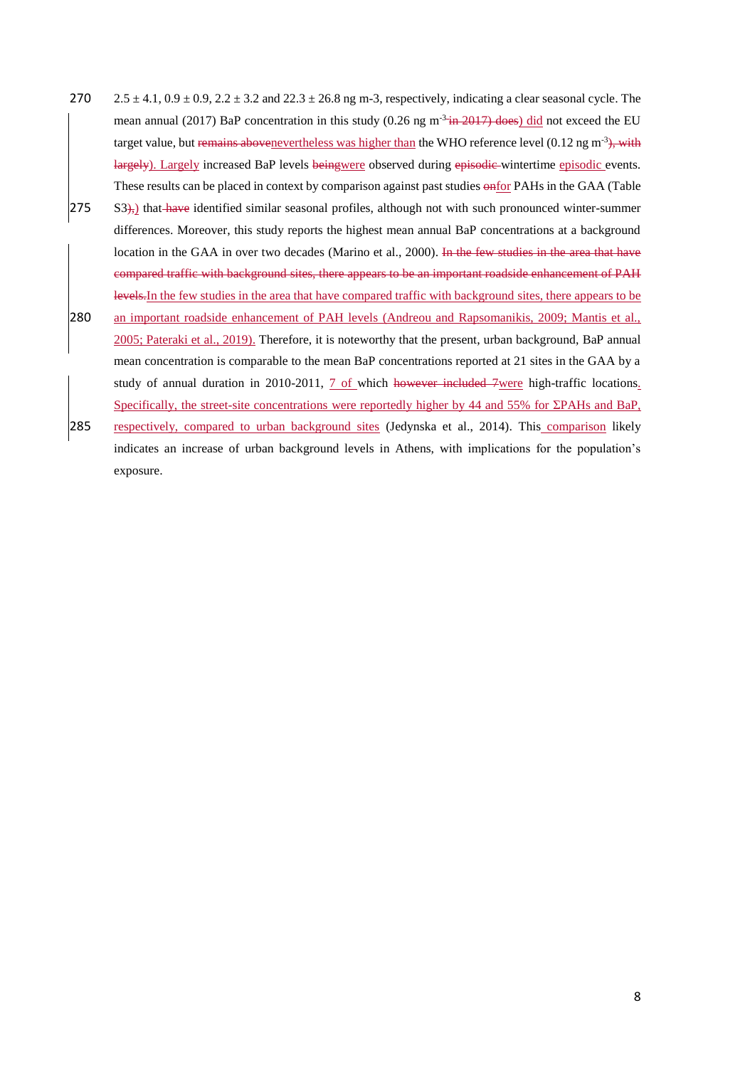2.5 ± 4.1, 0.9 ± 0.9, 2.2 ± 3.2 and 22.3 ± 26.8 ng m-3, respectively, indicating a clear seasonal cycle. The mean annual (2017) BaP concentration in this study (0.26 ng $m^{-3}$ ~~in 2017) does~~) did not exceed the EU target value, but ~~remains above~~nevertheless was higher than the WHO reference level (0.12 ng $m^{-3}$~~), with largely~~). Largely increased BaP levels ~~being~~were observed during ~~episodic~~ wintertime episodic events. These results can be placed in context by comparison against past studies ~~on~~for PAHs in the GAA (Table S3~~),~~,) that ~~have~~ identified similar seasonal profiles, although not with such pronounced winter-summer differences. Moreover, this study reports the highest mean annual BaP concentrations at a background location in the GAA in over two decades (Marino et al., 2000). ~~In the few studies in the area that have compared traffic with background sites, there appears to be an important roadside enhancement of PAH levels.~~In the few studies in the area that have compared traffic with background sites, there appears to be an important roadside enhancement of PAH levels (Andreou and Rapsomanikis, 2009; Mantis et al., 2005; Pateraki et al., 2019). Therefore, it is noteworthy that the present, urban background, BaP annual mean concentration is comparable to the mean BaP concentrations reported at 21 sites in the GAA by a study of annual duration in 2010-2011, 7 of which ~~however included 7~~were high-traffic locations. Specifically, the street-site concentrations were reportedly higher by 44 and 55% for ΣPAHs and BaP, respectively, compared to urban background sites (Jedynska et al., 2014). This comparison likely indicates an increase of urban background levels in Athens, with implications for the population's exposure.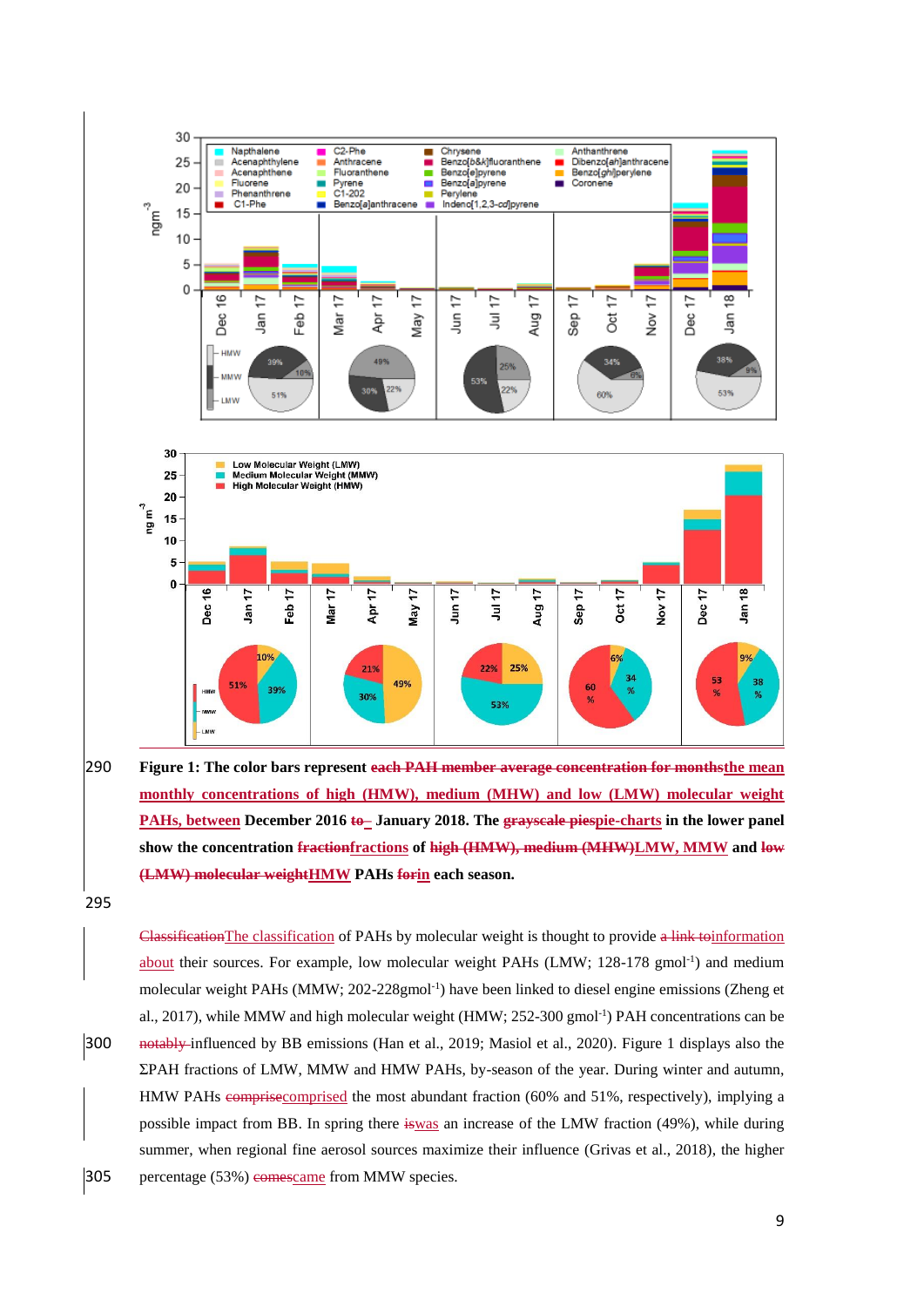**Figure 1: The color bars represent ~~each PAH member average concentration for months~~the mean monthly concentrations of high (HMW), medium (MHW) and low (LMW) molecular weight PAHs, between December 2016 ~~to~~ – January 2018. The ~~grayscale piespie-charts~~ pie-charts in the lower panel show the concentration ~~fraction~~fractions of ~~high (HMW), medium (MHW)~~LMW, MMW and ~~low (LMW) molecular weight~~HMW PAHs ~~for~~in each season.**

~~Classification~~The classification of PAHs by molecular weight is thought to provide ~~a link to~~information about their sources. For example, low molecular weight PAHs (LMW; 128-178 $gmol^{-1}$) and medium molecular weight PAHs (MMW; 202-228$gmol^{-1}$) have been linked to diesel engine emissions (Zheng et al., 2017), while MMW and high molecular weight (HMW; 252-300 $gmol^{-1}$) PAH concentrations can be ~~notably~~ influenced by BB emissions (Han et al., 2019; Masiol et al., 2020). Figure 1 displays also the ΣPAH fractions of LMW, MMW and HMW PAHs, by-season of the year. During winter and autumn, HMW PAHs ~~comprise~~comprised the most abundant fraction (60% and 51%, respectively), implying a possible impact from BB. In spring there ~~is~~was an increase of the LMW fraction (49%), while during summer, when regional fine aerosol sources maximize their influence (Grivas et al., 2018), the higher percentage (53%) ~~comes~~came from MMW species.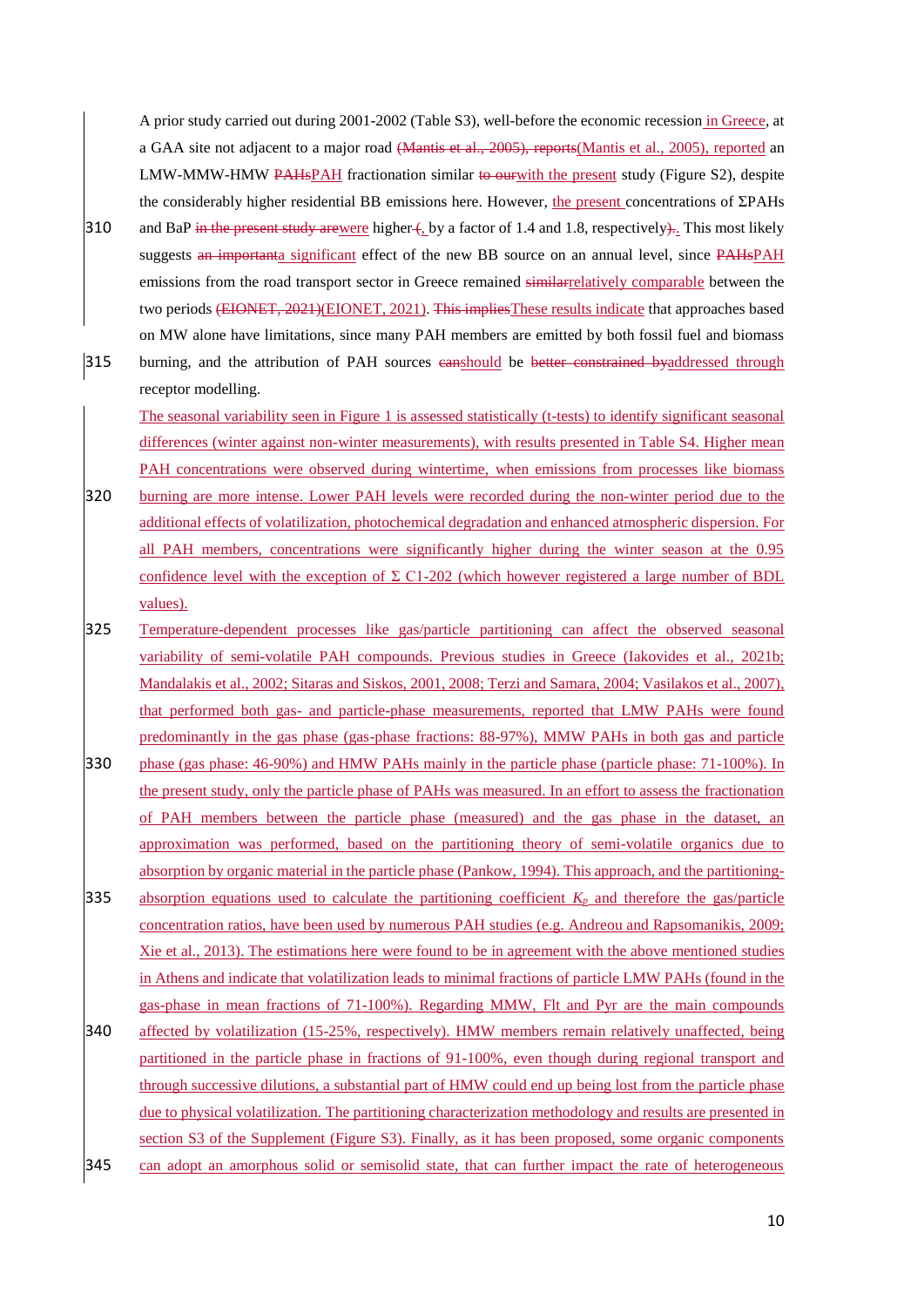A prior study carried out during 2001-2002 (Table S3), well-before the economic recession in Greece, at a GAA site not adjacent to a major road (Mantis et al., 2005), reported an LMW-MMW-HMW PAH fractionation similar with the present study (Figure S2), despite the considerably higher residential BB emissions here. However, the present concentrations of ΣPAHs and BaP were higher, by a factor of 1.4 and 1.8, respectively. This most likely suggests a significant effect of the new BB source on an annual level, since PAH emissions from the road transport sector in Greece remained relatively comparable between the two periods (EIONET, 2021). These results indicate that approaches based on MW alone have limitations, since many PAH members are emitted by both fossil fuel and biomass burning, and the attribution of PAH sources should be addressed through receptor modelling.

The seasonal variability seen in Figure 1 is assessed statistically (t-tests) to identify significant seasonal differences (winter against non-winter measurements), with results presented in Table S4. Higher mean PAH concentrations were observed during wintertime, when emissions from processes like biomass burning are more intense. Lower PAH levels were recorded during the non-winter period due to the additional effects of volatilization, photochemical degradation and enhanced atmospheric dispersion. For all PAH members, concentrations were significantly higher during the winter season at the 0.95 confidence level with the exception of Σ C1-202 (which however registered a large number of BDL values).

Temperature-dependent processes like gas/particle partitioning can affect the observed seasonal variability of semi-volatile PAH compounds. Previous studies in Greece (Iakovides et al., 2021b; Mandalakis et al., 2002; Sitaras and Siskos, 2001, 2008; Terzi and Samara, 2004; Vasilakos et al., 2007), that performed both gas- and particle-phase measurements, reported that LMW PAHs were found predominantly in the gas phase (gas-phase fractions: 88-97%), MMW PAHs in both gas and particle phase (gas phase: 46-90%) and HMW PAHs mainly in the particle phase (particle phase: 71-100%). In the present study, only the particle phase of PAHs was measured. In an effort to assess the fractionation of PAH members between the particle phase (measured) and the gas phase in the dataset, an approximation was performed, based on the partitioning theory of semi-volatile organics due to absorption by organic material in the particle phase (Pankow, 1994). This approach, and the partitioning-absorption equations used to calculate the partitioning coefficient $K_p$ and therefore the gas/particle concentration ratios, have been used by numerous PAH studies (e.g. Andreou and Rapsomanikis, 2009; Xie et al., 2013). The estimations here were found to be in agreement with the above mentioned studies in Athens and indicate that volatilization leads to minimal fractions of particle LMW PAHs (found in the gas-phase in mean fractions of 71-100%). Regarding MMW, Flt and Pyr are the main compounds affected by volatilization (15-25%, respectively). HMW members remain relatively unaffected, being partitioned in the particle phase in fractions of 91-100%, even though during regional transport and through successive dilutions, a substantial part of HMW could end up being lost from the particle phase due to physical volatilization. The partitioning characterization methodology and results are presented in section S3 of the Supplement (Figure S3). Finally, as it has been proposed, some organic components can adopt an amorphous solid or semisolid state, that can further impact the rate of heterogeneous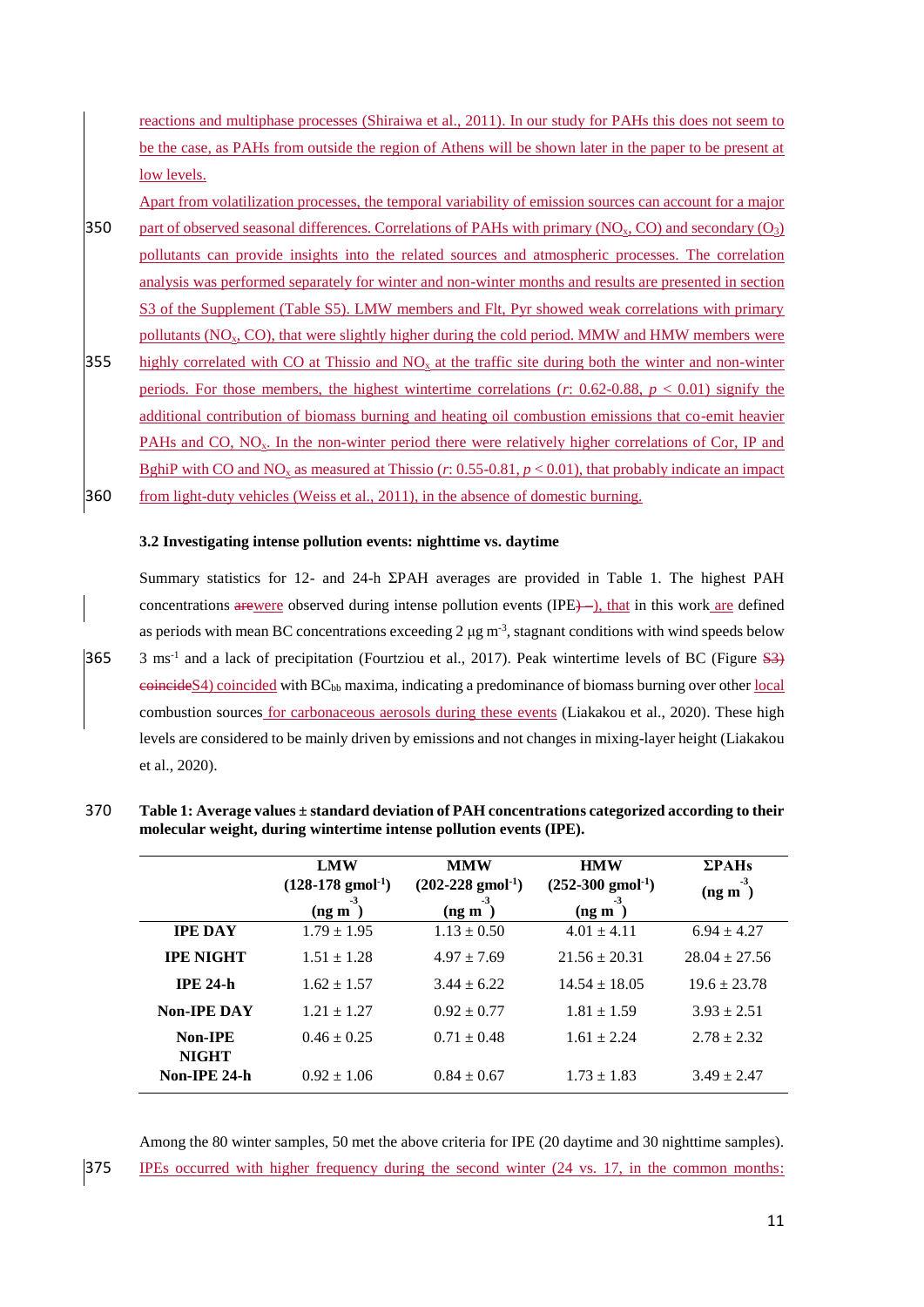reactions and multiphase processes (Shiraiwa et al., 2011). In our study for PAHs this does not seem to be the case, as PAHs from outside the region of Athens will be shown later in the paper to be present at low levels.

Apart from volatilization processes, the temporal variability of emission sources can account for a major part of observed seasonal differences. Correlations of PAHs with primary ($NO_x$, CO) and secondary ($O_3$) pollutants can provide insights into the related sources and atmospheric processes. The correlation analysis was performed separately for winter and non-winter months and results are presented in section S3 of the Supplement (Table S5). LMW members and Flt, Pyr showed weak correlations with primary pollutants ($NO_x$, CO), that were slightly higher during the cold period. MMW and HMW members were highly correlated with CO at Thissio and $NO_x$ at the traffic site during both the winter and non-winter periods. For those members, the highest wintertime correlations ($r$: 0.62-0.88, $p < 0.01$) signify the additional contribution of biomass burning and heating oil combustion emissions that co-emit heavier PAHs and CO, $NO_x$. In the non-winter period there were relatively higher correlations of Cor, IP and BghiP with CO and $NO_x$ as measured at Thissio ($r$: 0.55-0.81, $p < 0.01$), that probably indicate an impact from light-duty vehicles (Weiss et al., 2011), in the absence of domestic burning.

### 3.2 Investigating intense pollution events: nighttime vs. daytime

Summary statistics for 12- and 24-h ΣPAH averages are provided in Table 1. The highest PAH concentrations arewere observed during intense pollution events (IPE) —), that in this work are defined as periods with mean BC concentrations exceeding 2 μg $m^{-3}$, stagnant conditions with wind speeds below 3 $ms^{-1}$ and a lack of precipitation (Fourtziou et al., 2017). Peak wintertime levels of BC (Figure S3) coincideS4) coincided with $BC_{bb}$ maxima, indicating a predominance of biomass burning over other local combustion sources for carbonaceous aerosols during these events (Liakakou et al., 2020). These high levels are considered to be mainly driven by emissions and not changes in mixing-layer height (Liakakou et al., 2020).

**Table 1: Average values ± standard deviation of PAH concentrations categorized according to their molecular weight, during wintertime intense pollution events (IPE).**

| | LMW (128-178 $gmol^{-1}$) (ng $m^{-3}$) | MMW (202-228 $gmol^{-1}$) (ng $m^{-3}$) | HMW (252-300 $gmol^{-1}$) (ng $m^{-3}$) | ΣPAHs (ng $m^{-3}$) |
|---|---|---|---|---|
| **IPE DAY** | 1.79 ± 1.95 | 1.13 ± 0.50 | 4.01 ± 4.11 | 6.94 ± 4.27 |
| **IPE NIGHT** | 1.51 ± 1.28 | 4.97 ± 7.69 | 21.56 ± 20.31 | 28.04 ± 27.56 |
| **IPE 24-h** | 1.62 ± 1.57 | 3.44 ± 6.22 | 14.54 ± 18.05 | 19.6 ± 23.78 |
| **Non-IPE DAY** | 1.21 ± 1.27 | 0.92 ± 0.77 | 1.81 ± 1.59 | 3.93 ± 2.51 |
| **Non-IPE NIGHT** | 0.46 ± 0.25 | 0.71 ± 0.48 | 1.61 ± 2.24 | 2.78 ± 2.32 |
| **Non-IPE 24-h** | 0.92 ± 1.06 | 0.84 ± 0.67 | 1.73 ± 1.83 | 3.49 ± 2.47 |

Among the 80 winter samples, 50 met the above criteria for IPE (20 daytime and 30 nighttime samples). IPEs occurred with higher frequency during the second winter (24 vs. 17, in the common months: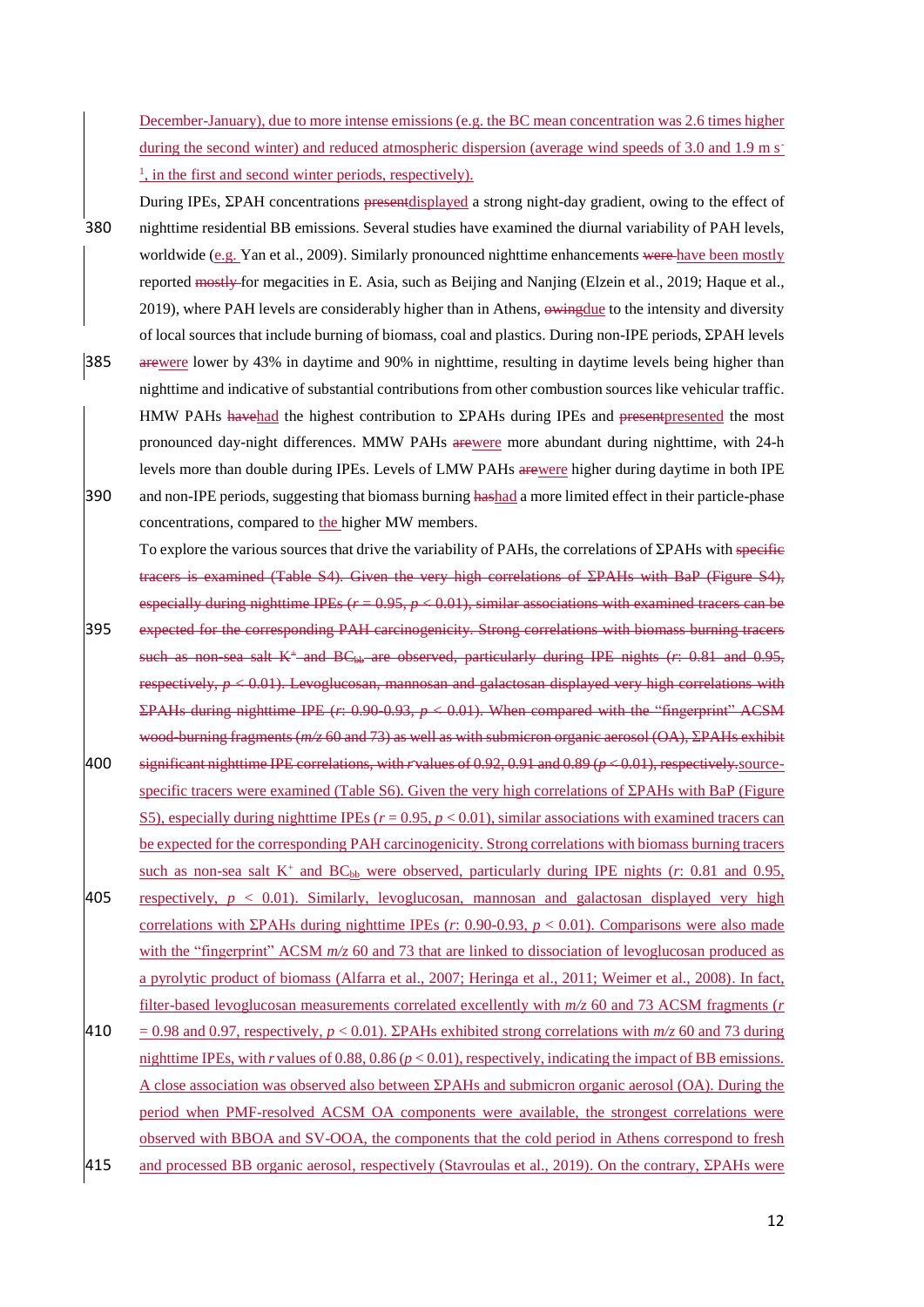December-January), due to more intense emissions (e.g. the BC mean concentration was 2.6 times higher during the second winter) and reduced atmospheric dispersion (average wind speeds of 3.0 and 1.9 m $s^{-1}$, in the first and second winter periods, respectively).

During IPEs, ΣPAH concentrations ~~present~~displayed a strong night-day gradient, owing to the effect of nighttime residential BB emissions. Several studies have examined the diurnal variability of PAH levels, worldwide (e.g. Yan et al., 2009). Similarly pronounced nighttime enhancements ~~were~~ have been mostly reported ~~mostly~~ for megacities in E. Asia, such as Beijing and Nanjing (Elzein et al., 2019; Haque et al., 2019), where PAH levels are considerably higher than in Athens, ~~owing~~due to the intensity and diversity of local sources that include burning of biomass, coal and plastics. During non-IPE periods, ΣPAH levels ~~are~~were lower by 43% in daytime and 90% in nighttime, resulting in daytime levels being higher than nighttime and indicative of substantial contributions from other combustion sources like vehicular traffic. HMW PAHs ~~have~~had the highest contribution to ΣPAHs during IPEs and ~~present~~presented the most pronounced day-night differences. MMW PAHs ~~are~~were more abundant during nighttime, with 24-h levels more than double during IPEs. Levels of LMW PAHs ~~are~~were higher during daytime in both IPE and non-IPE periods, suggesting that biomass burning ~~has~~had a more limited effect in their particle-phase concentrations, compared to the higher MW members.

To explore the various sources that drive the variability of PAHs, the correlations of ΣPAHs with ~~specific tracers is examined (Table S4). Given the very high correlations of ΣPAHs with BaP (Figure S4), especially during nighttime IPEs ($r$ = 0.95, $p$ < 0.01), similar associations with examined tracers can be expected for the corresponding PAH carcinogenicity. Strong correlations with biomass burning tracers such as non-sea salt $K^+$ and $BC_{bb}$ are observed, particularly during IPE nights ($r$: 0.81 and 0.95, respectively, $p$ < 0.01). Levoglucosan, mannosan and galactosan displayed very high correlations with ΣPAHs during nighttime IPE ($r$: 0.90-0.93, $p$ < 0.01). When compared with the "fingerprint" ACSM wood-burning fragments ($m/z$ 60 and 73) as well as with submicron organic aerosol (OA), ΣPAHs exhibit significant nighttime IPE correlations, with $r$ values of 0.92, 0.91 and 0.89 ($p$ < 0.01), respectively.~~source-specific tracers were examined (Table S6). Given the very high correlations of ΣPAHs with BaP (Figure S5), especially during nighttime IPEs ($r$ = 0.95, $p$ < 0.01), similar associations with examined tracers can be expected for the corresponding PAH carcinogenicity. Strong correlations with biomass burning tracers such as non-sea salt $K^+$ and $BC_{bb}$ were observed, particularly during IPE nights ($r$: 0.81 and 0.95, respectively, $p$ < 0.01). Similarly, levoglucosan, mannosan and galactosan displayed very high correlations with ΣPAHs during nighttime IPEs ($r$: 0.90-0.93, $p$ < 0.01). Comparisons were also made with the "fingerprint" ACSM $m/z$ 60 and 73 that are linked to dissociation of levoglucosan produced as a pyrolytic product of biomass (Alfarra et al., 2007; Heringa et al., 2011; Weimer et al., 2008). In fact, filter-based levoglucosan measurements correlated excellently with $m/z$ 60 and 73 ACSM fragments ($r$ = 0.98 and 0.97, respectively, $p$ < 0.01). ΣPAHs exhibited strong correlations with $m/z$ 60 and 73 during nighttime IPEs, with $r$ values of 0.88, 0.86 ($p$ < 0.01), respectively, indicating the impact of BB emissions. A close association was observed also between ΣPAHs and submicron organic aerosol (OA). During the period when PMF-resolved ACSM OA components were available, the strongest correlations were observed with BBOA and SV-OOA, the components that the cold period in Athens correspond to fresh and processed BB organic aerosol, respectively (Stavroulas et al., 2019). On the contrary, ΣPAHs were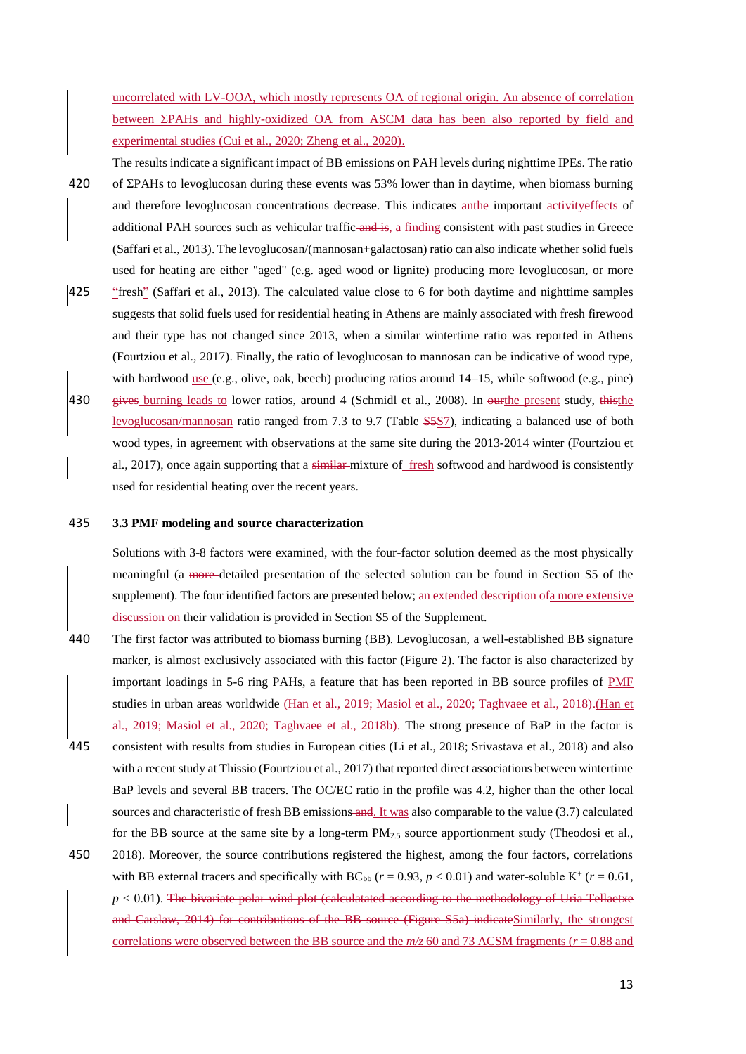uncorrelated with LV-OOA, which mostly represents OA of regional origin. An absence of correlation between ΣPAHs and highly-oxidized OA from ASCM data has been also reported by field and experimental studies (Cui et al., 2020; Zheng et al., 2020).

The results indicate a significant impact of BB emissions on PAH levels during nighttime IPEs. The ratio of ΣPAHs to levoglucosan during these events was 53% lower than in daytime, when biomass burning and therefore levoglucosan concentrations decrease. This indicates ~~an~~the important ~~activity~~effects of additional PAH sources such as vehicular traffic ~~and is~~, a finding consistent with past studies in Greece (Saffari et al., 2013). The levoglucosan/(mannosan+galactosan) ratio can also indicate whether solid fuels used for heating are either "aged" (e.g. aged wood or lignite) producing more levoglucosan, or more "fresh" (Saffari et al., 2013). The calculated value close to 6 for both daytime and nighttime samples suggests that solid fuels used for residential heating in Athens are mainly associated with fresh firewood and their type has not changed since 2013, when a similar wintertime ratio was reported in Athens (Fourtziou et al., 2017). Finally, the ratio of levoglucosan to mannosan can be indicative of wood type, with hardwood use (e.g., olive, oak, beech) producing ratios around 14–15, while softwood (e.g., pine) ~~gives~~ burning leads to lower ratios, around 4 (Schmidl et al., 2008). In ~~our~~the present study, ~~this~~the levoglucosan/mannosan ratio ranged from 7.3 to 9.7 (Table ~~S5~~S7), indicating a balanced use of both wood types, in agreement with observations at the same site during the 2013-2014 winter (Fourtziou et al., 2017), once again supporting that a ~~similar~~ mixture of fresh softwood and hardwood is consistently used for residential heating over the recent years.

### 3.3 PMF modeling and source characterization

Solutions with 3-8 factors were examined, with the four-factor solution deemed as the most physically meaningful (a ~~more~~ detailed presentation of the selected solution can be found in Section S5 of the supplement). The four identified factors are presented below; ~~an extended description of~~a more extensive discussion on their validation is provided in Section S5 of the Supplement.

The first factor was attributed to biomass burning (BB). Levoglucosan, a well-established BB signature marker, is almost exclusively associated with this factor (Figure 2). The factor is also characterized by important loadings in 5-6 ring PAHs, a feature that has been reported in BB source profiles of PMF studies in urban areas worldwide ~~(Han et al., 2019; Masiol et al., 2020; Taghvaee et al., 2018).~~(Han et al., 2019; Masiol et al., 2020; Taghvaee et al., 2018b). The strong presence of BaP in the factor is consistent with results from studies in European cities (Li et al., 2018; Srivastava et al., 2018) and also with a recent study at Thissio (Fourtziou et al., 2017) that reported direct associations between wintertime BaP levels and several BB tracers. The OC/EC ratio in the profile was 4.2, higher than the other local sources and characteristic of fresh BB emissions ~~and~~. It was also comparable to the value (3.7) calculated for the BB source at the same site by a long-term $PM_{2.5}$ source apportionment study (Theodosi et al., 2018). Moreover, the source contributions registered the highest, among the four factors, correlations with BB external tracers and specifically with $BC_{bb}$ ($r = 0.93$, $p < 0.01$) and water-soluble $K^+$ ($r = 0.61$, $p < 0.01$). ~~The bivariate polar wind plot (calculatated according to the methodology of Uria-Tellaetxe and Carslaw, 2014) for contributions of the BB source (Figure S5a) indicate~~Similarly, the strongest correlations were observed between the BB source and the $m/z$ 60 and 73 ACSM fragments ($r = 0.88$ and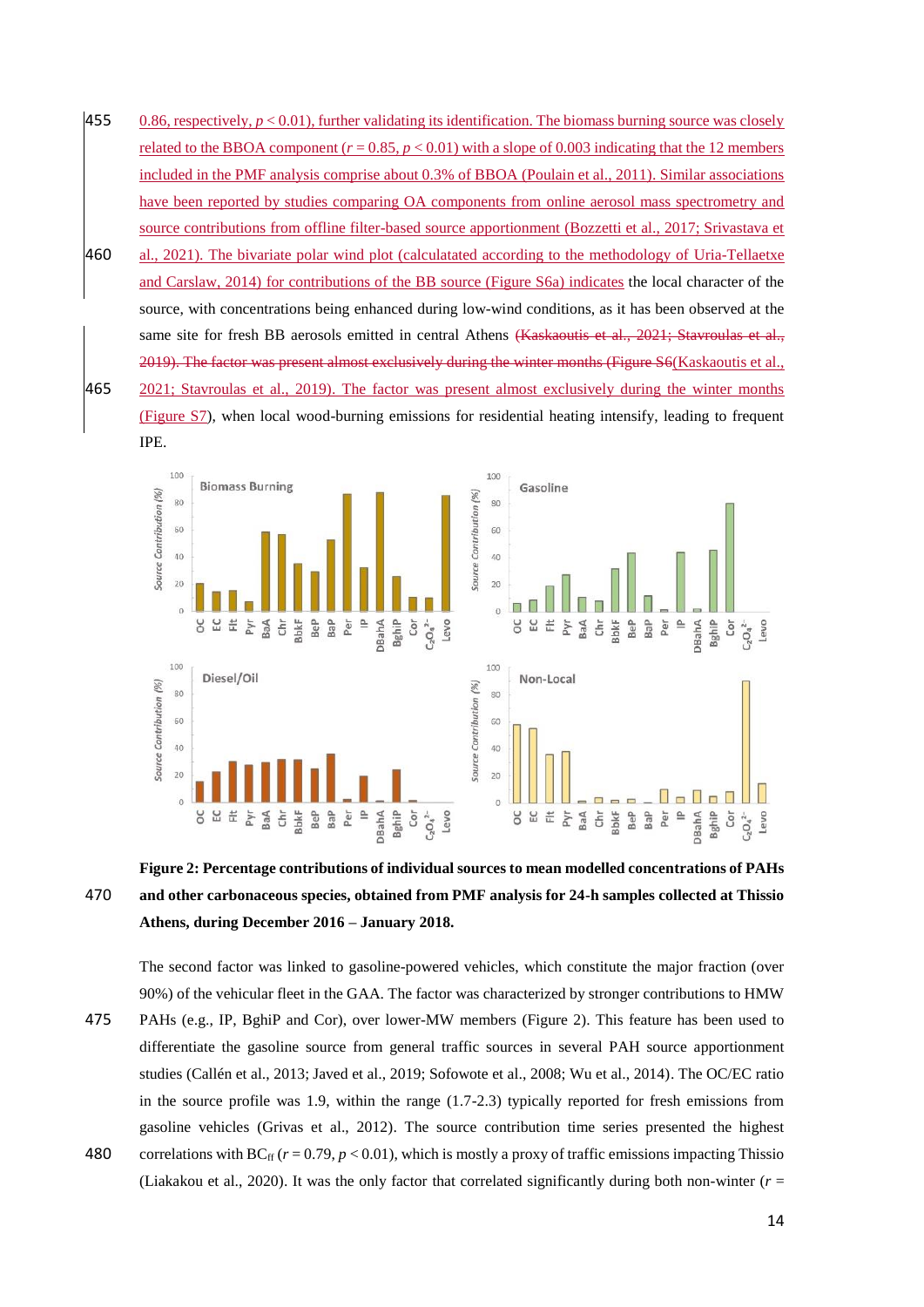0.86, respectively, $p < 0.01$), further validating its identification. The biomass burning source was closely related to the BBOA component ($r = 0.85$, $p < 0.01$) with a slope of 0.003 indicating that the 12 members included in the PMF analysis comprise about 0.3% of BBOA (Poulain et al., 2011). Similar associations have been reported by studies comparing OA components from online aerosol mass spectrometry and source contributions from offline filter-based source apportionment (Bozzetti et al., 2017; Srivastava et al., 2021). The bivariate polar wind plot (calculatated according to the methodology of Uria-Tellaetxe and Carslaw, 2014) for contributions of the BB source (Figure S6a) indicates the local character of the source, with concentrations being enhanced during low-wind conditions, as it has been observed at the same site for fresh BB aerosols emitted in central Athens ~~(Kaskaoutis et al., 2021; Stavroulas et al., 2019). The factor was present almost exclusively during the winter months (Figure S6~~(Kaskaoutis et al., 2021; Stavroulas et al., 2019). The factor was present almost exclusively during the winter months (Figure S7), when local wood-burning emissions for residential heating intensify, leading to frequent IPE.

**Figure 2: Percentage contributions of individual sources to mean modelled concentrations of PAHs and other carbonaceous species, obtained from PMF analysis for 24-h samples collected at Thissio Athens, during December 2016 – January 2018.**

The second factor was linked to gasoline-powered vehicles, which constitute the major fraction (over 90%) of the vehicular fleet in the GAA. The factor was characterized by stronger contributions to HMW PAHs (e.g., IP, BghiP and Cor), over lower-MW members (Figure 2). This feature has been used to differentiate the gasoline source from general traffic sources in several PAH source apportionment studies (Callén et al., 2013; Javed et al., 2019; Sofowote et al., 2008; Wu et al., 2014). The OC/EC ratio in the source profile was 1.9, within the range (1.7-2.3) typically reported for fresh emissions from gasoline vehicles (Grivas et al., 2012). The source contribution time series presented the highest correlations with $BC_{ff}$ ($r = 0.79$, $p < 0.01$), which is mostly a proxy of traffic emissions impacting Thissio (Liakakou et al., 2020). It was the only factor that correlated significantly during both non-winter ($r$ =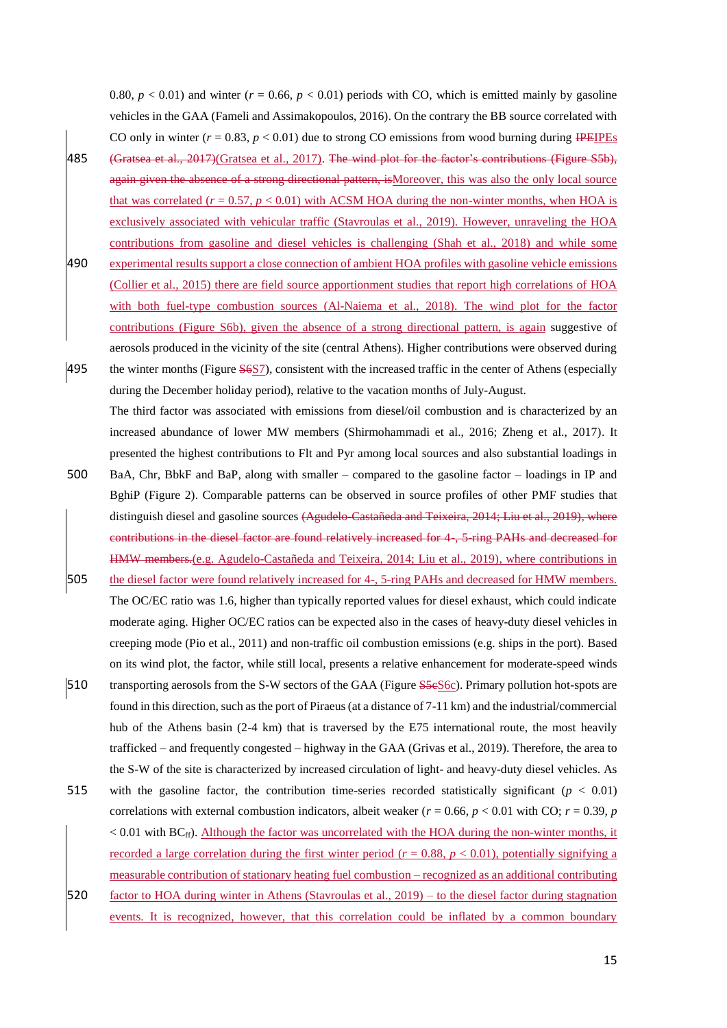0.80, $p < 0.01$) and winter ($r = 0.66$, $p < 0.01$) periods with CO, which is emitted mainly by gasoline vehicles in the GAA (Fameli and Assimakopoulos, 2016). On the contrary the BB source correlated with CO only in winter ($r = 0.83$, $p < 0.01$) due to strong CO emissions from wood burning during IPEIPEs (Gratsea et al., 2017)(Gratsea et al., 2017). The wind plot for the factor's contributions (Figure S5b), again given the absence of a strong directional pattern, isMoreover, this was also the only local source that was correlated ($r = 0.57$, $p < 0.01$) with ACSM HOA during the non-winter months, when HOA is exclusively associated with vehicular traffic (Stavroulas et al., 2019). However, unraveling the HOA contributions from gasoline and diesel vehicles is challenging (Shah et al., 2018) and while some experimental results support a close connection of ambient HOA profiles with gasoline vehicle emissions (Collier et al., 2015) there are field source apportionment studies that report high correlations of HOA with both fuel-type combustion sources (Al-Naiema et al., 2018). The wind plot for the factor contributions (Figure S6b), given the absence of a strong directional pattern, is again suggestive of aerosols produced in the vicinity of the site (central Athens). Higher contributions were observed during the winter months (Figure S6S7), consistent with the increased traffic in the center of Athens (especially during the December holiday period), relative to the vacation months of July-August.

The third factor was associated with emissions from diesel/oil combustion and is characterized by an increased abundance of lower MW members (Shirmohammadi et al., 2016; Zheng et al., 2017). It presented the highest contributions to Flt and Pyr among local sources and also substantial loadings in BaA, Chr, BbkF and BaP, along with smaller – compared to the gasoline factor – loadings in IP and BghiP (Figure 2). Comparable patterns can be observed in source profiles of other PMF studies that distinguish diesel and gasoline sources (Agudelo-Castañeda and Teixeira, 2014; Liu et al., 2019), where contributions in the diesel factor are found relatively increased for 4-, 5-ring PAHs and decreased for HMW members.(e.g. Agudelo-Castañeda and Teixeira, 2014; Liu et al., 2019), where contributions in the diesel factor were found relatively increased for 4-, 5-ring PAHs and decreased for HMW members. The OC/EC ratio was 1.6, higher than typically reported values for diesel exhaust, which could indicate moderate aging. Higher OC/EC ratios can be expected also in the cases of heavy-duty diesel vehicles in creeping mode (Pio et al., 2011) and non-traffic oil combustion emissions (e.g. ships in the port). Based on its wind plot, the factor, while still local, presents a relative enhancement for moderate-speed winds transporting aerosols from the S-W sectors of the GAA (Figure S5cS6c). Primary pollution hot-spots are found in this direction, such as the port of Piraeus (at a distance of 7-11 km) and the industrial/commercial hub of the Athens basin (2-4 km) that is traversed by the E75 international route, the most heavily trafficked – and frequently congested – highway in the GAA (Grivas et al., 2019). Therefore, the area to the S-W of the site is characterized by increased circulation of light- and heavy-duty diesel vehicles. As with the gasoline factor, the contribution time-series recorded statistically significant ($p < 0.01$) correlations with external combustion indicators, albeit weaker ($r = 0.66$, $p < 0.01$ with CO; $r = 0.39$, $p < 0.01$ with $BC_{ff}$). Although the factor was uncorrelated with the HOA during the non-winter months, it recorded a large correlation during the first winter period ($r = 0.88$, $p < 0.01$), potentially signifying a measurable contribution of stationary heating fuel combustion – recognized as an additional contributing factor to HOA during winter in Athens (Stavroulas et al., 2019) – to the diesel factor during stagnation events. It is recognized, however, that this correlation could be inflated by a common boundary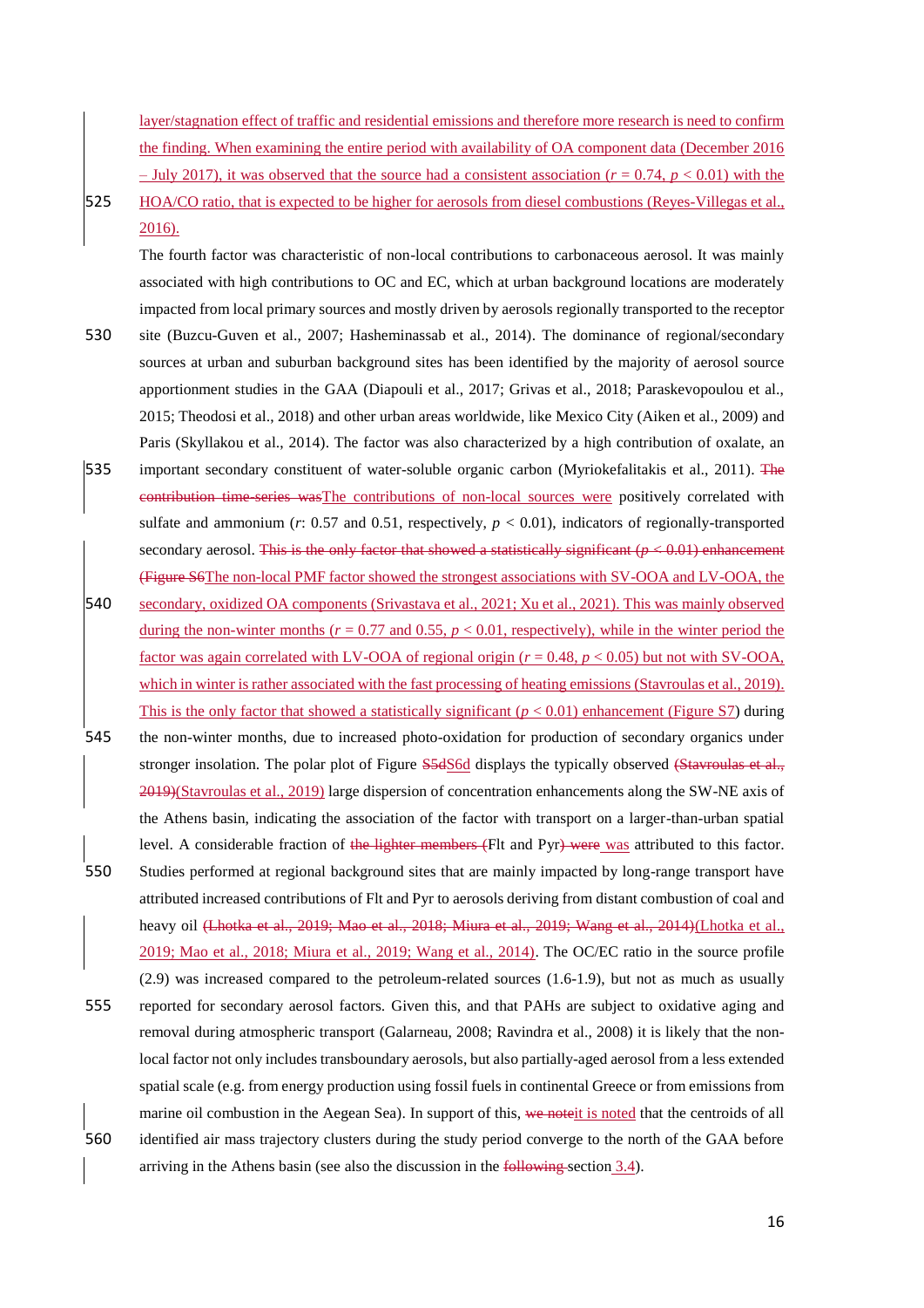layer/stagnation effect of traffic and residential emissions and therefore more research is need to confirm the finding. When examining the entire period with availability of OA component data (December 2016 – July 2017), it was observed that the source had a consistent association ($r$ = 0.74, $p$ < 0.01) with the HOA/CO ratio, that is expected to be higher for aerosols from diesel combustions (Reyes-Villegas et al., 2016).

The fourth factor was characteristic of non-local contributions to carbonaceous aerosol. It was mainly associated with high contributions to OC and EC, which at urban background locations are moderately impacted from local primary sources and mostly driven by aerosols regionally transported to the receptor site (Buzcu-Guven et al., 2007; Hasheminassab et al., 2014). The dominance of regional/secondary sources at urban and suburban background sites has been identified by the majority of aerosol source apportionment studies in the GAA (Diapouli et al., 2017; Grivas et al., 2018; Paraskevopoulou et al., 2015; Theodosi et al., 2018) and other urban areas worldwide, like Mexico City (Aiken et al., 2009) and Paris (Skyllakou et al., 2014). The factor was also characterized by a high contribution of oxalate, an important secondary constituent of water-soluble organic carbon (Myriokefalitakis et al., 2011). ~~The contribution time-series was~~The contributions of non-local sources were positively correlated with sulfate and ammonium ($r$: 0.57 and 0.51, respectively, $p$ < 0.01), indicators of regionally-transported secondary aerosol. ~~This is the only factor that showed a statistically significant ($p$ < 0.01) enhancement (Figure S6~~The non-local PMF factor showed the strongest associations with SV-OOA and LV-OOA, the secondary, oxidized OA components (Srivastava et al., 2021; Xu et al., 2021). This was mainly observed during the non-winter months ($r$ = 0.77 and 0.55, $p$ < 0.01, respectively), while in the winter period the factor was again correlated with LV-OOA of regional origin ($r$ = 0.48, $p$ < 0.05) but not with SV-OOA, which in winter is rather associated with the fast processing of heating emissions (Stavroulas et al., 2019). This is the only factor that showed a statistically significant ($p$ < 0.01) enhancement (Figure S7) during the non-winter months, due to increased photo-oxidation for production of secondary organics under stronger insolation. The polar plot of Figure ~~S5d~~S6d displays the typically observed ~~(Stavroulas et al., 2019)~~(Stavroulas et al., 2019) large dispersion of concentration enhancements along the SW-NE axis of the Athens basin, indicating the association of the factor with transport on a larger-than-urban spatial level. A considerable fraction of ~~the lighter members (~~Flt and Pyr~~) were~~ was attributed to this factor. Studies performed at regional background sites that are mainly impacted by long-range transport have attributed increased contributions of Flt and Pyr to aerosols deriving from distant combustion of coal and heavy oil ~~(Lhotka et al., 2019; Mao et al., 2018; Miura et al., 2019; Wang et al., 2014)~~(Lhotka et al., 2019; Mao et al., 2018; Miura et al., 2019; Wang et al., 2014). The OC/EC ratio in the source profile (2.9) was increased compared to the petroleum-related sources (1.6-1.9), but not as much as usually reported for secondary aerosol factors. Given this, and that PAHs are subject to oxidative aging and removal during atmospheric transport (Galarneau, 2008; Ravindra et al., 2008) it is likely that the non-local factor not only includes transboundary aerosols, but also partially-aged aerosol from a less extended spatial scale (e.g. from energy production using fossil fuels in continental Greece or from emissions from marine oil combustion in the Aegean Sea). In support of this, ~~we note~~it is noted that the centroids of all identified air mass trajectory clusters during the study period converge to the north of the GAA before arriving in the Athens basin (see also the discussion in the ~~following~~ section 3.4).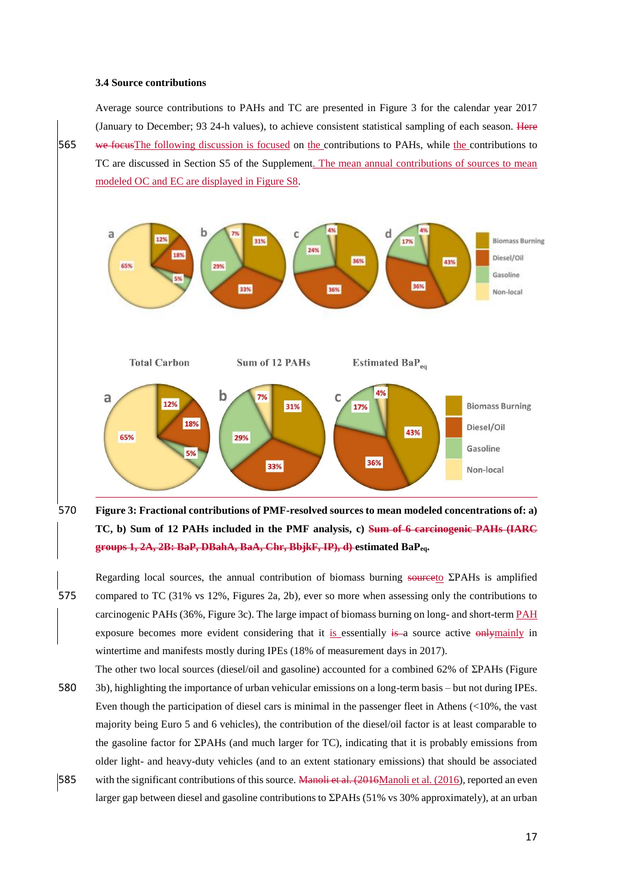### 3.4 Source contributions

Average source contributions to PAHs and TC are presented in Figure 3 for the calendar year 2017 (January to December; 93 24-h values), to achieve consistent statistical sampling of each season. Here we focusThe following discussion is focused on the contributions to PAHs, while the contributions to TC are discussed in Section S5 of the Supplement. The mean annual contributions of sources to mean modeled OC and EC are displayed in Figure S8.

Figure 3: Fractional contributions of PMF-resolved sources to mean modeled concentrations of: a) TC, b) Sum of 12 PAHs included in the PMF analysis, c) Sum of 6 carcinogenic PAHs (IARC groups 1, 2A, 2B: BaP, DBahA, BaA, Chr, BbjkF, IP), d) estimated $BaP_{eq}$.

Regarding local sources, the annual contribution of biomass burning sourceto ΣPAHs is amplified compared to TC (31% vs 12%, Figures 2a, 2b), ever so more when assessing only the contributions to carcinogenic PAHs (36%, Figure 3c). The large impact of biomass burning on long- and short-term PAH exposure becomes more evident considering that it is essentially is a source active onlymainly in wintertime and manifests mostly during IPEs (18% of measurement days in 2017).

The other two local sources (diesel/oil and gasoline) accounted for a combined 62% of ΣPAHs (Figure 3b), highlighting the importance of urban vehicular emissions on a long-term basis – but not during IPEs. Even though the participation of diesel cars is minimal in the passenger fleet in Athens (<10%, the vast majority being Euro 5 and 6 vehicles), the contribution of the diesel/oil factor is at least comparable to the gasoline factor for ΣPAHs (and much larger for TC), indicating that it is probably emissions from older light- and heavy-duty vehicles (and to an extent stationary emissions) that should be associated with the significant contributions of this source. Manoli et al. (2016Manoli et al. (2016), reported an even larger gap between diesel and gasoline contributions to ΣPAHs (51% vs 30% approximately), at an urban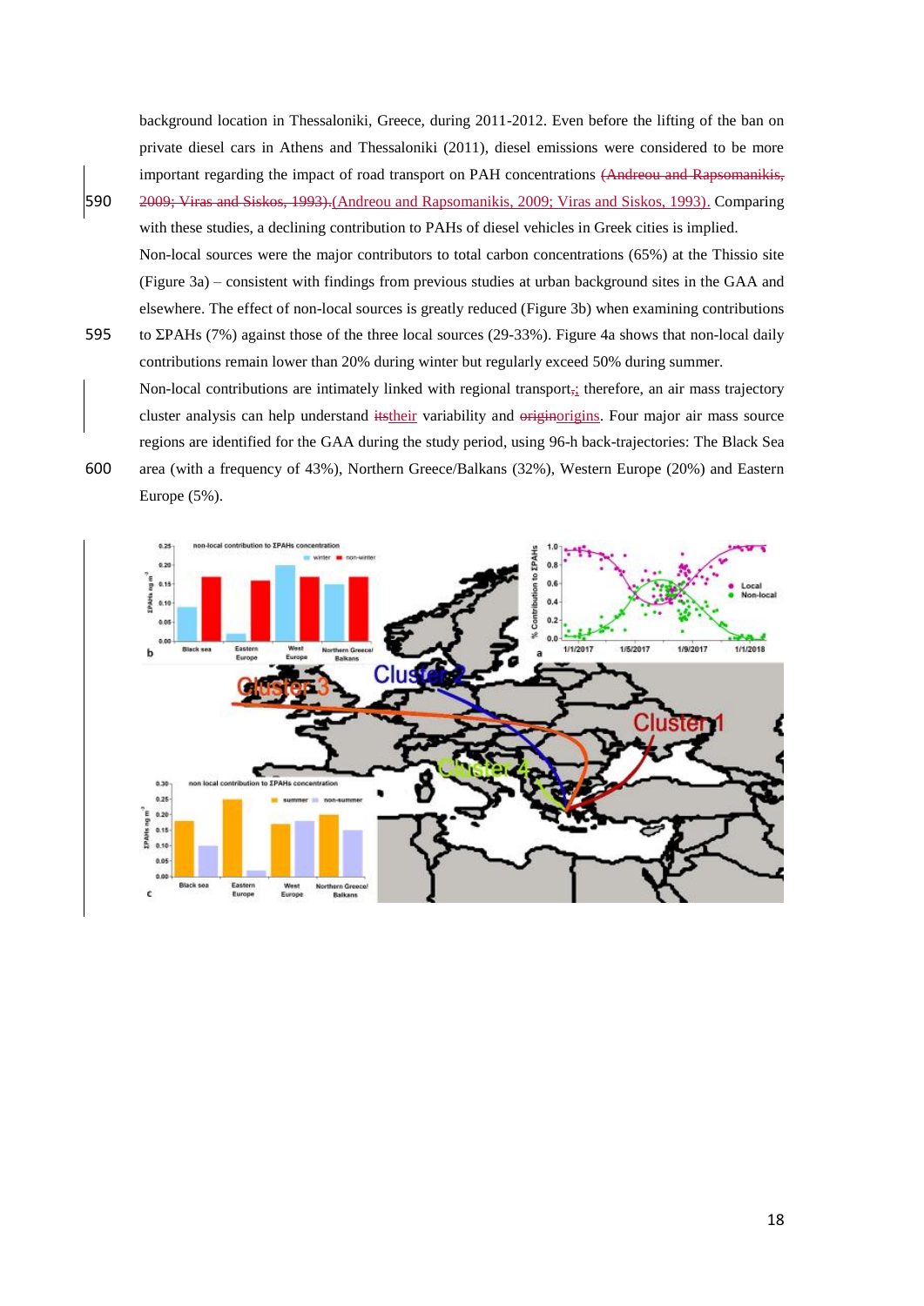background location in Thessaloniki, Greece, during 2011-2012. Even before the lifting of the ban on private diesel cars in Athens and Thessaloniki (2011), diesel emissions were considered to be more important regarding the impact of road transport on PAH concentrations ~~(Andreou and Rapsomanikis, 2009; Viras and Siskos, 1993).~~(Andreou and Rapsomanikis, 2009; Viras and Siskos, 1993). Comparing with these studies, a declining contribution to PAHs of diesel vehicles in Greek cities is implied.

Non-local sources were the major contributors to total carbon concentrations (65%) at the Thissio site (Figure 3a) – consistent with findings from previous studies at urban background sites in the GAA and elsewhere. The effect of non-local sources is greatly reduced (Figure 3b) when examining contributions to ΣPAHs (7%) against those of the three local sources (29-33%). Figure 4a shows that non-local daily contributions remain lower than 20% during winter but regularly exceed 50% during summer.

Non-local contributions are intimately linked with regional transport~~,~~; therefore, an air mass trajectory cluster analysis can help understand ~~its~~their variability and ~~origin~~origins. Four major air mass source regions are identified for the GAA during the study period, using 96-h back-trajectories: The Black Sea area (with a frequency of 43%), Northern Greece/Balkans (32%), Western Europe (20%) and Eastern Europe (5%).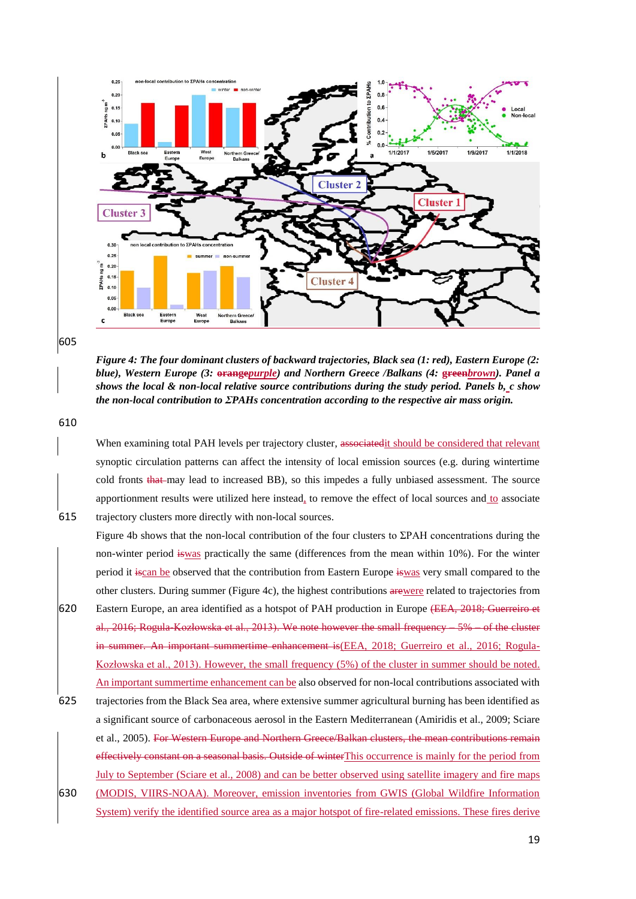**Figure 4: The four dominant clusters of backward trajectories, Black sea (1: red), Eastern Europe (2: blue), Western Europe (3: ~~orange~~*purple*) and Northern Greece /Balkans (4: ~~green~~*brown*). Panel a shows the local & non-local relative source contributions during the study period. Panels b, c show the non-local contribution to ΣPAHs concentration according to the respective air mass origin.***

When examining total PAH levels per trajectory cluster, ~~associated~~it should be considered that relevant synoptic circulation patterns can affect the intensity of local emission sources (e.g. during wintertime cold fronts ~~that~~ may lead to increased BB), so this impedes a fully unbiased assessment. The source apportionment results were utilized here instead, to remove the effect of local sources and to associate trajectory clusters more directly with non-local sources.

Figure 4b shows that the non-local contribution of the four clusters to ΣPAH concentrations during the non-winter period ~~is~~was practically the same (differences from the mean within 10%). For the winter period it ~~is~~can be observed that the contribution from Eastern Europe ~~is~~was very small compared to the other clusters. During summer (Figure 4c), the highest contributions ~~are~~were related to trajectories from Eastern Europe, an area identified as a hotspot of PAH production in Europe ~~(EEA, 2018; Guerreiro et al., 2016; Rogula-Kozłowska et al., 2013). We note however the small frequency – 5% – of the cluster in summer. An important summertime enhancement is~~(EEA, 2018; Guerreiro et al., 2016; Rogula-Kozłowska et al., 2013). However, the small frequency (5%) of the cluster in summer should be noted. An important summertime enhancement can be also observed for non-local contributions associated with trajectories from the Black Sea area, where extensive summer agricultural burning has been identified as a significant source of carbonaceous aerosol in the Eastern Mediterranean (Amiridis et al., 2009; Sciare et al., 2005). ~~For Western Europe and Northern Greece/Balkan clusters, the mean contributions remain effectively constant on a seasonal basis. Outside of winter~~This occurrence is mainly for the period from July to September (Sciare et al., 2008) and can be better observed using satellite imagery and fire maps (MODIS, VIIRS-NOAA). Moreover, emission inventories from GWIS (Global Wildfire Information System) verify the identified source area as a major hotspot of fire-related emissions. These fires derive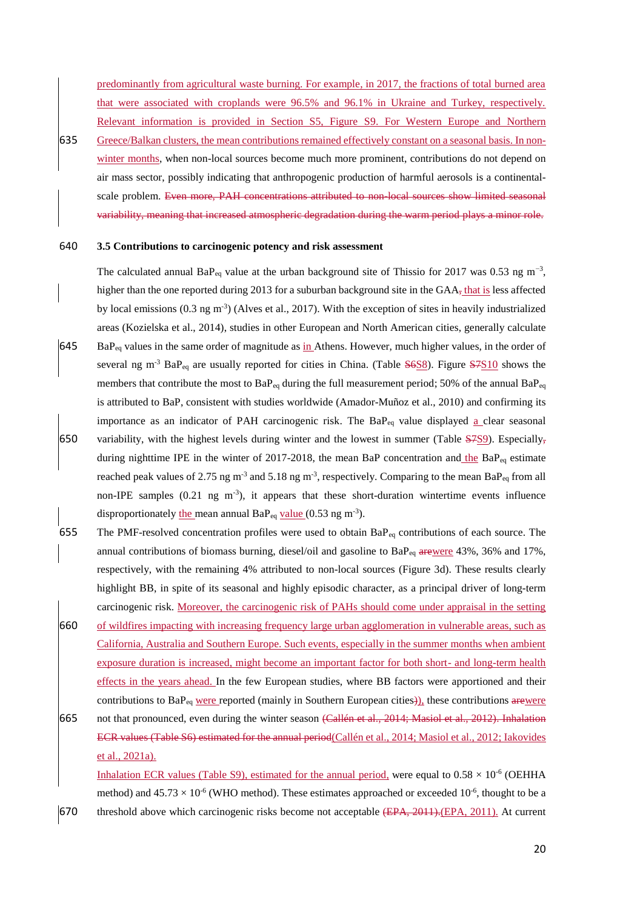predominantly from agricultural waste burning. For example, in 2017, the fractions of total burned area that were associated with croplands were 96.5% and 96.1% in Ukraine and Turkey, respectively. Relevant information is provided in Section S5, Figure S9. For Western Europe and Northern Greece/Balkan clusters, the mean contributions remained effectively constant on a seasonal basis. In non-winter months, when non-local sources become much more prominent, contributions do not depend on air mass sector, possibly indicating that anthropogenic production of harmful aerosols is a continental-scale problem. Even more, PAH concentrations attributed to non-local sources show limited seasonal variability, meaning that increased atmospheric degradation during the warm period plays a minor role.

### 3.5 Contributions to carcinogenic potency and risk assessment

The calculated annual $BaP_{eq}$ value at the urban background site of Thissio for 2017 was 0.53 ng $m^{-3}$, higher than the one reported during 2013 for a suburban background site in the GAA, that is less affected by local emissions (0.3 ng $m^{-3}$) (Alves et al., 2017). With the exception of sites in heavily industrialized areas (Kozielska et al., 2014), studies in other European and North American cities, generally calculate $BaP_{eq}$ values in the same order of magnitude as in Athens. However, much higher values, in the order of several ng $m^{-3}$ $BaP_{eq}$ are usually reported for cities in China. (Table S6S8). Figure S7S10 shows the members that contribute the most to $BaP_{eq}$ during the full measurement period; 50% of the annual $BaP_{eq}$ is attributed to BaP, consistent with studies worldwide (Amador-Muñoz et al., 2010) and confirming its importance as an indicator of PAH carcinogenic risk. The $BaP_{eq}$ value displayed a clear seasonal variability, with the highest levels during winter and the lowest in summer (Table S7S9). Especially, during nighttime IPE in the winter of 2017-2018, the mean BaP concentration and the $BaP_{eq}$ estimate reached peak values of 2.75 ng $m^{-3}$ and 5.18 ng $m^{-3}$, respectively. Comparing to the mean $BaP_{eq}$ from all non-IPE samples (0.21 ng $m^{-3}$), it appears that these short-duration wintertime events influence disproportionately the mean annual $BaP_{eq}$ value (0.53 ng $m^{-3}$).

The PMF-resolved concentration profiles were used to obtain $BaP_{eq}$ contributions of each source. The annual contributions of biomass burning, diesel/oil and gasoline to $BaP_{eq}$ arewere 43%, 36% and 17%, respectively, with the remaining 4% attributed to non-local sources (Figure 3d). These results clearly highlight BB, in spite of its seasonal and highly episodic character, as a principal driver of long-term carcinogenic risk. Moreover, the carcinogenic risk of PAHs should come under appraisal in the setting of wildfires impacting with increasing frequency large urban agglomeration in vulnerable areas, such as California, Australia and Southern Europe. Such events, especially in the summer months when ambient exposure duration is increased, might become an important factor for both short- and long-term health effects in the years ahead. In the few European studies, where BB factors were apportioned and their contributions to $BaP_{eq}$ were reported (mainly in Southern European cities)), these contributions arewere not that pronounced, even during the winter season (Callén et al., 2014; Masiol et al., 2012). Inhalation ECR values (Table S6) estimated for the annual period(Callén et al., 2014; Masiol et al., 2012; Iakovides et al., 2021a).

Inhalation ECR values (Table S9), estimated for the annual period, were equal to $0.58 \times 10^{-6}$ (OEHHA method) and $45.73 \times 10^{-6}$ (WHO method). These estimates approached or exceeded $10^{-6}$, thought to be a threshold above which carcinogenic risks become not acceptable (EPA, 2011).(EPA, 2011). At current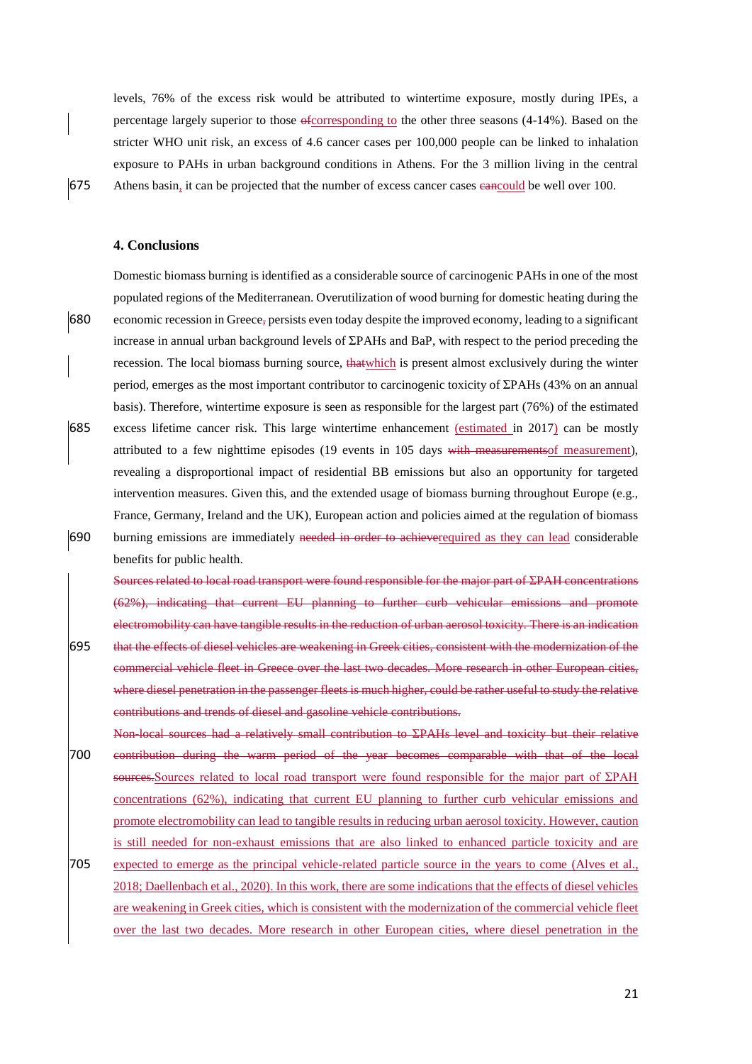levels, 76% of the excess risk would be attributed to wintertime exposure, mostly during IPEs, a percentage largely superior to those ~~of~~corresponding to the other three seasons (4-14%). Based on the stricter WHO unit risk, an excess of 4.6 cancer cases per 100,000 people can be linked to inhalation exposure to PAHs in urban background conditions in Athens. For the 3 million living in the central Athens basin, it can be projected that the number of excess cancer cases ~~can~~could be well over 100.

## 4. Conclusions

Domestic biomass burning is identified as a considerable source of carcinogenic PAHs in one of the most populated regions of the Mediterranean. Overutilization of wood burning for domestic heating during the economic recession in Greece~~,~~ persists even today despite the improved economy, leading to a significant increase in annual urban background levels of $\Sigma$PAHs and BaP, with respect to the period preceding the recession. The local biomass burning source, ~~that~~which is present almost exclusively during the winter period, emerges as the most important contributor to carcinogenic toxicity of $\Sigma$PAHs (43% on an annual basis). Therefore, wintertime exposure is seen as responsible for the largest part (76%) of the estimated excess lifetime cancer risk. This large wintertime enhancement (estimated in 2017) can be mostly attributed to a few nighttime episodes (19 events in 105 days ~~with measurements~~of measurement), revealing a disproportional impact of residential BB emissions but also an opportunity for targeted intervention measures. Given this, and the extended usage of biomass burning throughout Europe (e.g., France, Germany, Ireland and the UK), European action and policies aimed at the regulation of biomass burning emissions are immediately ~~needed in order to achieve~~required as they can lead considerable benefits for public health.

~~Sources related to local road transport were found responsible for the major part of $\Sigma$PAH concentrations (62%), indicating that current EU planning to further curb vehicular emissions and promote electromobility can have tangible results in the reduction of urban aerosol toxicity. There is an indication that the effects of diesel vehicles are weakening in Greek cities, consistent with the modernization of the commercial vehicle fleet in Greece over the last two decades. More research in other European cities, where diesel penetration in the passenger fleets is much higher, could be rather useful to study the relative contributions and trends of diesel and gasoline vehicle contributions.~~

~~Non-local sources had a relatively small contribution to $\Sigma$PAHs level and toxicity but their relative contribution during the warm period of the year becomes comparable with that of the local sources.~~Sources related to local road transport were found responsible for the major part of $\Sigma$PAH concentrations (62%), indicating that current EU planning to further curb vehicular emissions and promote electromobility can lead to tangible results in reducing urban aerosol toxicity. However, caution is still needed for non-exhaust emissions that are also linked to enhanced particle toxicity and are expected to emerge as the principal vehicle-related particle source in the years to come (Alves et al., 2018; Daellenbach et al., 2020). In this work, there are some indications that the effects of diesel vehicles are weakening in Greek cities, which is consistent with the modernization of the commercial vehicle fleet over the last two decades. More research in other European cities, where diesel penetration in the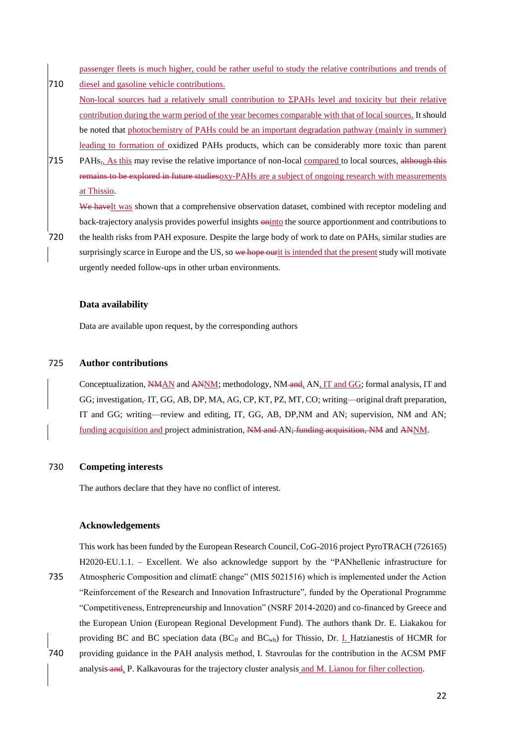passenger fleets is much higher, could be rather useful to study the relative contributions and trends of diesel and gasoline vehicle contributions.

Non-local sources had a relatively small contribution to ΣPAHs level and toxicity but their relative contribution during the warm period of the year becomes comparable with that of local sources. It should be noted that photochemistry of PAHs could be an important degradation pathway (mainly in summer) leading to formation of oxidized PAHs products, which can be considerably more toxic than parent PAHs,. As this may revise the relative importance of non-local compared to local sources, although this remains to be explored in future studiesoxy-PAHs are a subject of ongoing research with measurements at Thissio.

We haveIt was shown that a comprehensive observation dataset, combined with receptor modeling and back-trajectory analysis provides powerful insights oninto the source apportionment and contributions to the health risks from PAH exposure. Despite the large body of work to date on PAHs, similar studies are surprisingly scarce in Europe and the US, so we hope ourit is intended that the present study will motivate urgently needed follow-ups in other urban environments.

## Data availability

Data are available upon request, by the corresponding authors

## Author contributions

Conceptualization, NMAN and ANNM; methodology, NM and, AN, IT and GG; formal analysis, IT and GG; investigation, IT, GG, AB, DP, MA, AG, CP, KT, PZ, MT, CO; writing—original draft preparation, IT and GG; writing—review and editing, IT, GG, AB, DP,NM and AN; supervision, NM and AN; funding acquisition and project administration, NM and AN; funding acquisition, NM and ANNM.

## Competing interests

The authors declare that they have no conflict of interest.

## Acknowledgements

This work has been funded by the European Research Council, CoG-2016 project PyroTRACH (726165) H2020-EU.1.1. – Excellent. We also acknowledge support by the "PANhellenic infrastructure for Atmospheric Composition and climatE change" (MIS 5021516) which is implemented under the Action "Reinforcement of the Research and Innovation Infrastructure", funded by the Operational Programme "Competitiveness, Entrepreneurship and Innovation" (NSRF 2014-2020) and co-financed by Greece and the European Union (European Regional Development Fund). The authors thank Dr. E. Liakakou for providing BC and BC speciation data ($BC_{ff}$ and $BC_{wb}$) for Thissio, Dr. I. Hatzianestis of HCMR for providing guidance in the PAH analysis method, I. Stavroulas for the contribution in the ACSM PMF analysis and, P. Kalkavouras for the trajectory cluster analysis and M. Lianou for filter collection.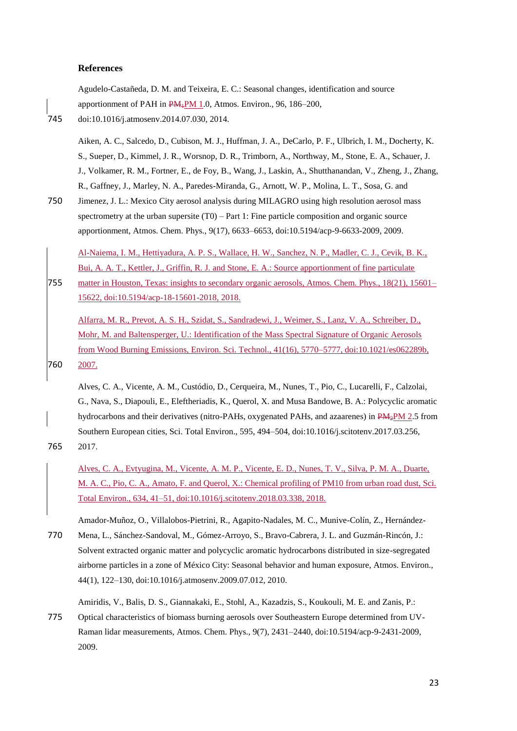## References

Agudelo-Castañeda, D. M. and Teixeira, E. C.: Seasonal changes, identification and source apportionment of PAH in $PM_1$PM 1.0, Atmos. Environ., 96, 186–200, doi:10.1016/j.atmosenv.2014.07.030, 2014.

Aiken, A. C., Salcedo, D., Cubison, M. J., Huffman, J. A., DeCarlo, P. F., Ulbrich, I. M., Docherty, K. S., Sueper, D., Kimmel, J. R., Worsnop, D. R., Trimborn, A., Northway, M., Stone, E. A., Schauer, J. J., Volkamer, R. M., Fortner, E., de Foy, B., Wang, J., Laskin, A., Shutthanandan, V., Zheng, J., Zhang, R., Gaffney, J., Marley, N. A., Paredes-Miranda, G., Arnott, W. P., Molina, L. T., Sosa, G. and Jimenez, J. L.: Mexico City aerosol analysis during MILAGRO using high resolution aerosol mass spectrometry at the urban supersite (T0) – Part 1: Fine particle composition and organic source apportionment, Atmos. Chem. Phys., 9(17), 6633–6653, doi:10.5194/acp-9-6633-2009, 2009.

Al-Naiema, I. M., Hettiyadura, A. P. S., Wallace, H. W., Sanchez, N. P., Madler, C. J., Cevik, B. K., Bui, A. A. T., Kettler, J., Griffin, R. J. and Stone, E. A.: Source apportionment of fine particulate matter in Houston, Texas: insights to secondary organic aerosols, Atmos. Chem. Phys., 18(21), 15601–15622, doi:10.5194/acp-18-15601-2018, 2018.

Alfarra, M. R., Prevot, A. S. H., Szidat, S., Sandradewi, J., Weimer, S., Lanz, V. A., Schreiber, D., Mohr, M. and Baltensperger, U.: Identification of the Mass Spectral Signature of Organic Aerosols from Wood Burning Emissions, Environ. Sci. Technol., 41(16), 5770–5777, doi:10.1021/es062289b, 2007.

Alves, C. A., Vicente, A. M., Custódio, D., Cerqueira, M., Nunes, T., Pio, C., Lucarelli, F., Calzolai, G., Nava, S., Diapouli, E., Eleftheriadis, K., Querol, X. and Musa Bandowe, B. A.: Polycyclic aromatic hydrocarbons and their derivatives (nitro-PAHs, oxygenated PAHs, and azaarenes) in $PM_2$PM 2.5 from Southern European cities, Sci. Total Environ., 595, 494–504, doi:10.1016/j.scitotenv.2017.03.256, 2017.

Alves, C. A., Evtyugina, M., Vicente, A. M. P., Vicente, E. D., Nunes, T. V., Silva, P. M. A., Duarte, M. A. C., Pio, C. A., Amato, F. and Querol, X.: Chemical profiling of PM10 from urban road dust, Sci. Total Environ., 634, 41–51, doi:10.1016/j.scitotenv.2018.03.338, 2018.

Amador-Muñoz, O., Villalobos-Pietrini, R., Agapito-Nadales, M. C., Munive-Colín, Z., Hernández-Mena, L., Sánchez-Sandoval, M., Gómez-Arroyo, S., Bravo-Cabrera, J. L. and Guzmán-Rincón, J.: Solvent extracted organic matter and polycyclic aromatic hydrocarbons distributed in size-segregated airborne particles in a zone of México City: Seasonal behavior and human exposure, Atmos. Environ., 44(1), 122–130, doi:10.1016/j.atmosenv.2009.07.012, 2010.

Amiridis, V., Balis, D. S., Giannakaki, E., Stohl, A., Kazadzis, S., Koukouli, M. E. and Zanis, P.: Optical characteristics of biomass burning aerosols over Southeastern Europe determined from UV-Raman lidar measurements, Atmos. Chem. Phys., 9(7), 2431–2440, doi:10.5194/acp-9-2431-2009, 2009.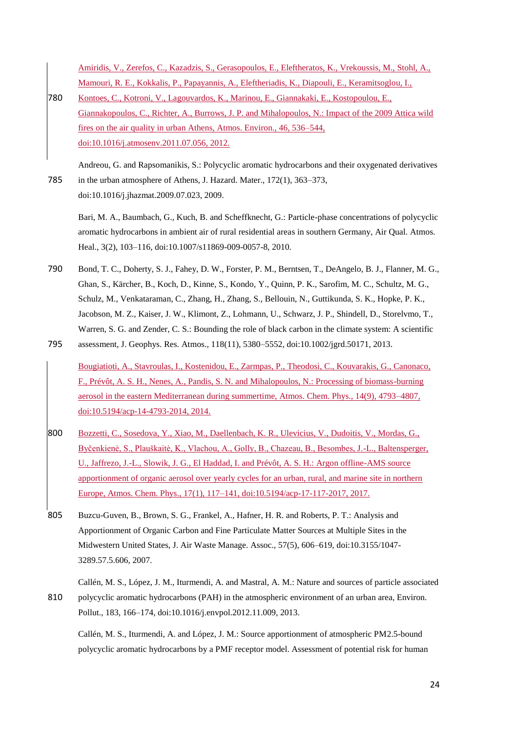Amiridis, V., Zerefos, C., Kazadzis, S., Gerasopoulos, E., Eleftheratos, K., Vrekoussis, M., Stohl, A., Mamouri, R. E., Kokkalis, P., Papayannis, A., Eleftheriadis, K., Diapouli, E., Keramitsoglou, I., Kontoes, C., Kotroni, V., Lagouvardos, K., Marinou, E., Giannakaki, E., Kostopoulou, E., Giannakopoulos, C., Richter, A., Burrows, J. P. and Mihalopoulos, N.: Impact of the 2009 Attica wild fires on the air quality in urban Athens, Atmos. Environ., 46, 536–544, doi:10.1016/j.atmosenv.2011.07.056, 2012.

Andreou, G. and Rapsomanikis, S.: Polycyclic aromatic hydrocarbons and their oxygenated derivatives in the urban atmosphere of Athens, J. Hazard. Mater., 172(1), 363–373, doi:10.1016/j.jhazmat.2009.07.023, 2009.

Bari, M. A., Baumbach, G., Kuch, B. and Scheffknecht, G.: Particle-phase concentrations of polycyclic aromatic hydrocarbons in ambient air of rural residential areas in southern Germany, Air Qual. Atmos. Heal., 3(2), 103–116, doi:10.1007/s11869-009-0057-8, 2010.

Bond, T. C., Doherty, S. J., Fahey, D. W., Forster, P. M., Berntsen, T., DeAngelo, B. J., Flanner, M. G., Ghan, S., Kärcher, B., Koch, D., Kinne, S., Kondo, Y., Quinn, P. K., Sarofim, M. C., Schultz, M. G., Schulz, M., Venkataraman, C., Zhang, H., Zhang, S., Bellouin, N., Guttikunda, S. K., Hopke, P. K., Jacobson, M. Z., Kaiser, J. W., Klimont, Z., Lohmann, U., Schwarz, J. P., Shindell, D., Storelvmo, T., Warren, S. G. and Zender, C. S.: Bounding the role of black carbon in the climate system: A scientific assessment, J. Geophys. Res. Atmos., 118(11), 5380–5552, doi:10.1002/jgrd.50171, 2013.

Bougiatioti, A., Stavroulas, I., Kostenidou, E., Zarmpas, P., Theodosi, C., Kouvarakis, G., Canonaco, F., Prévôt, A. S. H., Nenes, A., Pandis, S. N. and Mihalopoulos, N.: Processing of biomass-burning aerosol in the eastern Mediterranean during summertime, Atmos. Chem. Phys., 14(9), 4793–4807, doi:10.5194/acp-14-4793-2014, 2014.

Bozzetti, C., Sosedova, Y., Xiao, M., Daellenbach, K. R., Ulevicius, V., Dudoitis, V., Mordas, G., Byčenkienė, S., Plauškaitė, K., Vlachou, A., Golly, B., Chazeau, B., Besombes, J.-L., Baltensperger, U., Jaffrezo, J.-L., Slowik, J. G., El Haddad, I. and Prévôt, A. S. H.: Argon offline-AMS source apportionment of organic aerosol over yearly cycles for an urban, rural, and marine site in northern Europe, Atmos. Chem. Phys., 17(1), 117–141, doi:10.5194/acp-17-117-2017, 2017.

Buzcu-Guven, B., Brown, S. G., Frankel, A., Hafner, H. R. and Roberts, P. T.: Analysis and Apportionment of Organic Carbon and Fine Particulate Matter Sources at Multiple Sites in the Midwestern United States, J. Air Waste Manage. Assoc., 57(5), 606–619, doi:10.3155/1047-3289.57.5.606, 2007.

Callén, M. S., López, J. M., Iturmendi, A. and Mastral, A. M.: Nature and sources of particle associated polycyclic aromatic hydrocarbons (PAH) in the atmospheric environment of an urban area, Environ. Pollut., 183, 166–174, doi:10.1016/j.envpol.2012.11.009, 2013.

Callén, M. S., Iturmendi, A. and López, J. M.: Source apportionment of atmospheric PM2.5-bound polycyclic aromatic hydrocarbons by a PMF receptor model. Assessment of potential risk for human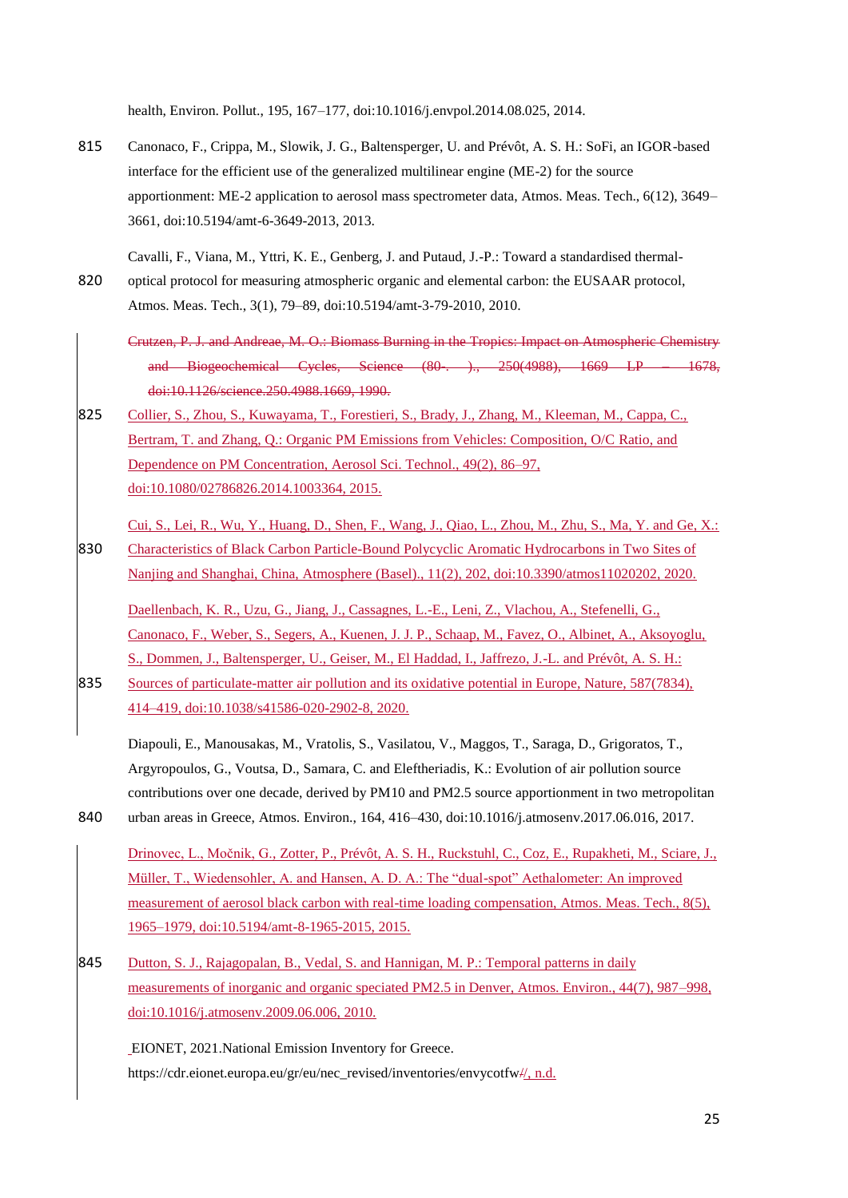health, Environ. Pollut., 195, 167–177, doi:10.1016/j.envpol.2014.08.025, 2014.

Canonaco, F., Crippa, M., Slowik, J. G., Baltensperger, U. and Prévôt, A. S. H.: SoFi, an IGOR-based interface for the efficient use of the generalized multilinear engine (ME-2) for the source apportionment: ME-2 application to aerosol mass spectrometer data, Atmos. Meas. Tech., 6(12), 3649–3661, doi:10.5194/amt-6-3649-2013, 2013.

Cavalli, F., Viana, M., Yttri, K. E., Genberg, J. and Putaud, J.-P.: Toward a standardised thermal-optical protocol for measuring atmospheric organic and elemental carbon: the EUSAAR protocol, Atmos. Meas. Tech., 3(1), 79–89, doi:10.5194/amt-3-79-2010, 2010.

~~Crutzen, P. J. and Andreae, M. O.: Biomass Burning in the Tropics: Impact on Atmospheric Chemistry and Biogeochemical Cycles, Science (80-. )., 250(4988), 1669 LP – 1678, doi:10.1126/science.250.4988.1669, 1990.~~

Collier, S., Zhou, S., Kuwayama, T., Forestieri, S., Brady, J., Zhang, M., Kleeman, M., Cappa, C., Bertram, T. and Zhang, Q.: Organic PM Emissions from Vehicles: Composition, O/C Ratio, and Dependence on PM Concentration, Aerosol Sci. Technol., 49(2), 86–97, doi:10.1080/02786826.2014.1003364, 2015.

Cui, S., Lei, R., Wu, Y., Huang, D., Shen, F., Wang, J., Qiao, L., Zhou, M., Zhu, S., Ma, Y. and Ge, X.: Characteristics of Black Carbon Particle-Bound Polycyclic Aromatic Hydrocarbons in Two Sites of Nanjing and Shanghai, China, Atmosphere (Basel)., 11(2), 202, doi:10.3390/atmos11020202, 2020.

Daellenbach, K. R., Uzu, G., Jiang, J., Cassagnes, L.-E., Leni, Z., Vlachou, A., Stefenelli, G., Canonaco, F., Weber, S., Segers, A., Kuenen, J. J. P., Schaap, M., Favez, O., Albinet, A., Aksoyoglu, S., Dommen, J., Baltensperger, U., Geiser, M., El Haddad, I., Jaffrezo, J.-L. and Prévôt, A. S. H.: Sources of particulate-matter air pollution and its oxidative potential in Europe, Nature, 587(7834), 414–419, doi:10.1038/s41586-020-2902-8, 2020.

Diapouli, E., Manousakas, M., Vratolis, S., Vasilatou, V., Maggos, T., Saraga, D., Grigoratos, T., Argyropoulos, G., Voutsa, D., Samara, C. and Eleftheriadis, K.: Evolution of air pollution source contributions over one decade, derived by PM10 and PM2.5 source apportionment in two metropolitan urban areas in Greece, Atmos. Environ., 164, 416–430, doi:10.1016/j.atmosenv.2017.06.016, 2017.

Drinovec, L., Močnik, G., Zotter, P., Prévôt, A. S. H., Ruckstuhl, C., Coz, E., Rupakheti, M., Sciare, J., Müller, T., Wiedensohler, A. and Hansen, A. D. A.: The "dual-spot" Aethalometer: An improved measurement of aerosol black carbon with real-time loading compensation, Atmos. Meas. Tech., 8(5), 1965–1979, doi:10.5194/amt-8-1965-2015, 2015.

Dutton, S. J., Rajagopalan, B., Vedal, S. and Hannigan, M. P.: Temporal patterns in daily measurements of inorganic and organic speciated PM2.5 in Denver, Atmos. Environ., 44(7), 987–998, doi:10.1016/j.atmosenv.2009.06.006, 2010.

EIONET, 2021.National Emission Inventory for Greece. https://cdr.eionet.europa.eu/gr/eu/nec_revised/inventories/envycotfw/, n.d.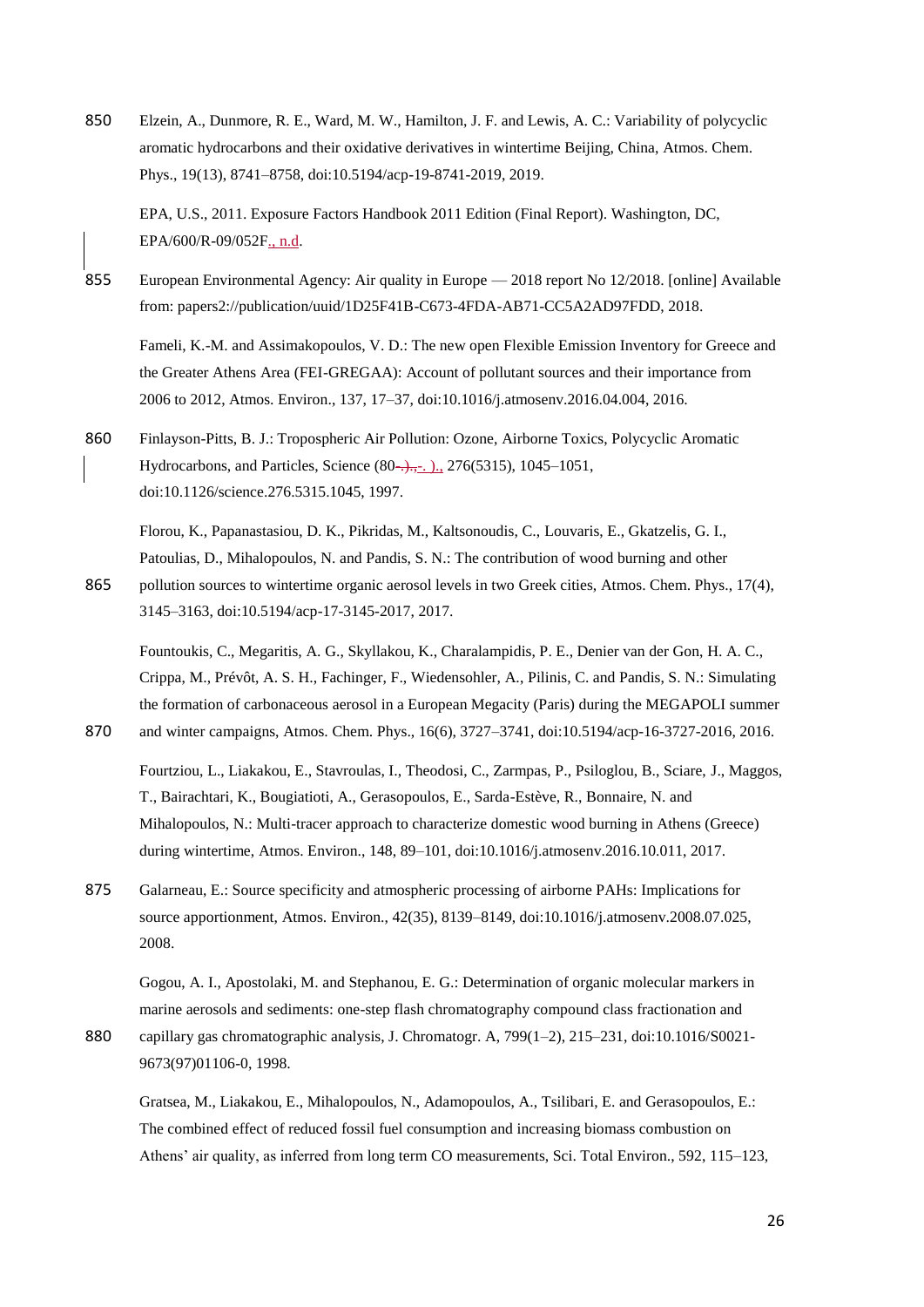Elzein, A., Dunmore, R. E., Ward, M. W., Hamilton, J. F. and Lewis, A. C.: Variability of polycyclic aromatic hydrocarbons and their oxidative derivatives in wintertime Beijing, China, Atmos. Chem. Phys., 19(13), 8741–8758, doi:10.5194/acp-19-8741-2019, 2019.

EPA, U.S., 2011. Exposure Factors Handbook 2011 Edition (Final Report). Washington, DC, EPA/600/R-09/052F., n.d.

European Environmental Agency: Air quality in Europe — 2018 report No 12/2018. [online] Available from: papers2://publication/uuid/1D25F41B-C673-4FDA-AB71-CC5A2AD97FDD, 2018.

Fameli, K.-M. and Assimakopoulos, V. D.: The new open Flexible Emission Inventory for Greece and the Greater Athens Area (FEI-GREGAA): Account of pollutant sources and their importance from 2006 to 2012, Atmos. Environ., 137, 17–37, doi:10.1016/j.atmosenv.2016.04.004, 2016.

Finlayson-Pitts, B. J.: Tropospheric Air Pollution: Ozone, Airborne Toxics, Polycyclic Aromatic Hydrocarbons, and Particles, Science (80-.)., 276(5315), 1045–1051, doi:10.1126/science.276.5315.1045, 1997.

Florou, K., Papanastasiou, D. K., Pikridas, M., Kaltsonoudis, C., Louvaris, E., Gkatzelis, G. I., Patoulias, D., Mihalopoulos, N. and Pandis, S. N.: The contribution of wood burning and other pollution sources to wintertime organic aerosol levels in two Greek cities, Atmos. Chem. Phys., 17(4), 3145–3163, doi:10.5194/acp-17-3145-2017, 2017.

Fountoukis, C., Megaritis, A. G., Skyllakou, K., Charalampidis, P. E., Denier van der Gon, H. A. C., Crippa, M., Prévôt, A. S. H., Fachinger, F., Wiedensohler, A., Pilinis, C. and Pandis, S. N.: Simulating the formation of carbonaceous aerosol in a European Megacity (Paris) during the MEGAPOLI summer and winter campaigns, Atmos. Chem. Phys., 16(6), 3727–3741, doi:10.5194/acp-16-3727-2016, 2016.

Fourtziou, L., Liakakou, E., Stavroulas, I., Theodosi, C., Zarmpas, P., Psiloglou, B., Sciare, J., Maggos, T., Bairachtari, K., Bougiatioti, A., Gerasopoulos, E., Sarda-Estève, R., Bonnaire, N. and Mihalopoulos, N.: Multi-tracer approach to characterize domestic wood burning in Athens (Greece) during wintertime, Atmos. Environ., 148, 89–101, doi:10.1016/j.atmosenv.2016.10.011, 2017.

Galarneau, E.: Source specificity and atmospheric processing of airborne PAHs: Implications for source apportionment, Atmos. Environ., 42(35), 8139–8149, doi:10.1016/j.atmosenv.2008.07.025, 2008.

Gogou, A. I., Apostolaki, M. and Stephanou, E. G.: Determination of organic molecular markers in marine aerosols and sediments: one-step flash chromatography compound class fractionation and capillary gas chromatographic analysis, J. Chromatogr. A, 799(1–2), 215–231, doi:10.1016/S0021-9673(97)01106-0, 1998.

Gratsea, M., Liakakou, E., Mihalopoulos, N., Adamopoulos, A., Tsilibari, E. and Gerasopoulos, E.: The combined effect of reduced fossil fuel consumption and increasing biomass combustion on Athens' air quality, as inferred from long term CO measurements, Sci. Total Environ., 592, 115–123,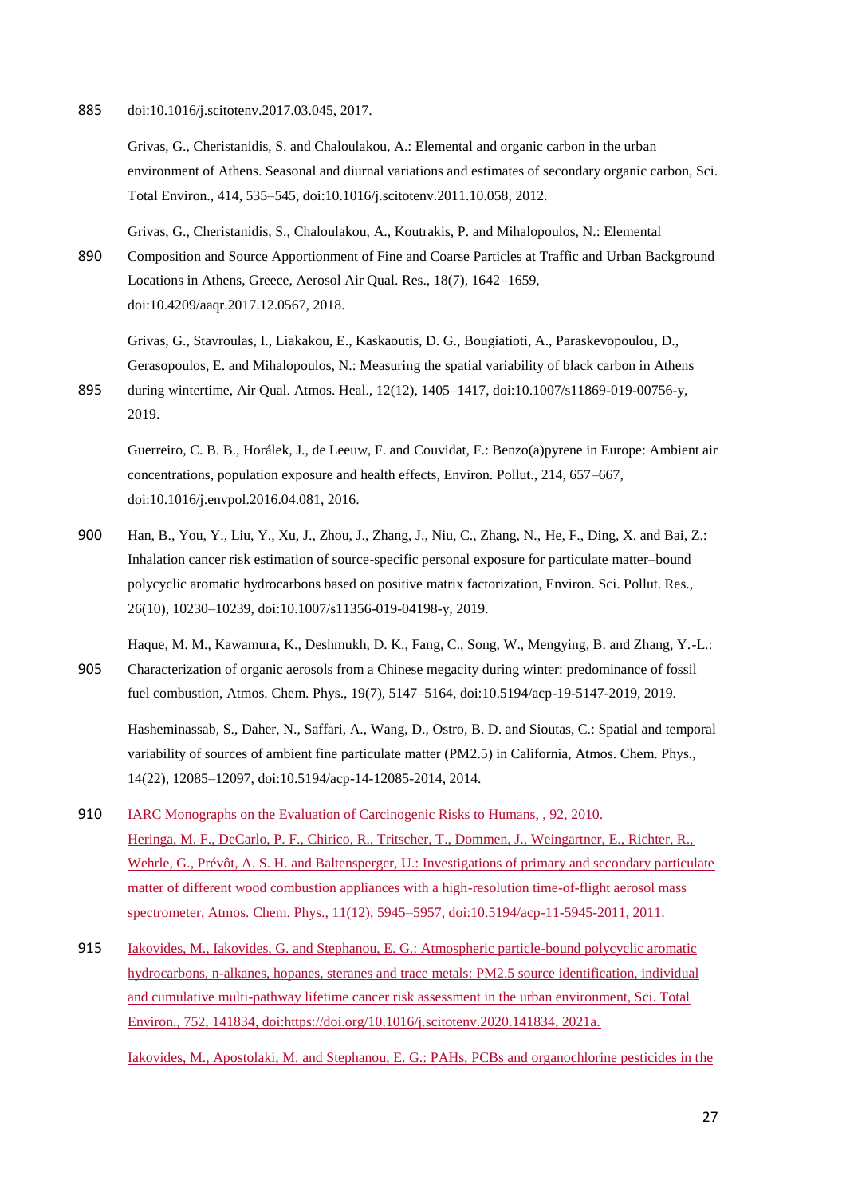doi:10.1016/j.scitotenv.2017.03.045, 2017.

Grivas, G., Cheristanidis, S. and Chaloulakou, A.: Elemental and organic carbon in the urban environment of Athens. Seasonal and diurnal variations and estimates of secondary organic carbon, Sci. Total Environ., 414, 535–545, doi:10.1016/j.scitotenv.2011.10.058, 2012.

Grivas, G., Cheristanidis, S., Chaloulakou, A., Koutrakis, P. and Mihalopoulos, N.: Elemental Composition and Source Apportionment of Fine and Coarse Particles at Traffic and Urban Background Locations in Athens, Greece, Aerosol Air Qual. Res., 18(7), 1642–1659, doi:10.4209/aaqr.2017.12.0567, 2018.

Grivas, G., Stavroulas, I., Liakakou, E., Kaskaoutis, D. G., Bougiatioti, A., Paraskevopoulou, D., Gerasopoulos, E. and Mihalopoulos, N.: Measuring the spatial variability of black carbon in Athens during wintertime, Air Qual. Atmos. Heal., 12(12), 1405–1417, doi:10.1007/s11869-019-00756-y, 2019.

Guerreiro, C. B. B., Horálek, J., de Leeuw, F. and Couvidat, F.: Benzo(a)pyrene in Europe: Ambient air concentrations, population exposure and health effects, Environ. Pollut., 214, 657–667, doi:10.1016/j.envpol.2016.04.081, 2016.

Han, B., You, Y., Liu, Y., Xu, J., Zhou, J., Zhang, J., Niu, C., Zhang, N., He, F., Ding, X. and Bai, Z.: Inhalation cancer risk estimation of source-specific personal exposure for particulate matter–bound polycyclic aromatic hydrocarbons based on positive matrix factorization, Environ. Sci. Pollut. Res., 26(10), 10230–10239, doi:10.1007/s11356-019-04198-y, 2019.

Haque, M. M., Kawamura, K., Deshmukh, D. K., Fang, C., Song, W., Mengying, B. and Zhang, Y.-L.: Characterization of organic aerosols from a Chinese megacity during winter: predominance of fossil fuel combustion, Atmos. Chem. Phys., 19(7), 5147–5164, doi:10.5194/acp-19-5147-2019, 2019.

Hasheminassab, S., Daher, N., Saffari, A., Wang, D., Ostro, B. D. and Sioutas, C.: Spatial and temporal variability of sources of ambient fine particulate matter (PM2.5) in California, Atmos. Chem. Phys., 14(22), 12085–12097, doi:10.5194/acp-14-12085-2014, 2014.

~~IARC Monographs on the Evaluation of Carcinogenic Risks to Humans, , 92, 2010.~~

Heringa, M. F., DeCarlo, P. F., Chirico, R., Tritscher, T., Dommen, J., Weingartner, E., Richter, R., Wehrle, G., Prévôt, A. S. H. and Baltensperger, U.: Investigations of primary and secondary particulate matter of different wood combustion appliances with a high-resolution time-of-flight aerosol mass spectrometer, Atmos. Chem. Phys., 11(12), 5945–5957, doi:10.5194/acp-11-5945-2011, 2011.

Iakovides, M., Iakovides, G. and Stephanou, E. G.: Atmospheric particle-bound polycyclic aromatic hydrocarbons, n-alkanes, hopanes, steranes and trace metals: PM2.5 source identification, individual and cumulative multi-pathway lifetime cancer risk assessment in the urban environment, Sci. Total Environ., 752, 141834, doi:https://doi.org/10.1016/j.scitotenv.2020.141834, 2021a.

Iakovides, M., Apostolaki, M. and Stephanou, E. G.: PAHs, PCBs and organochlorine pesticides in the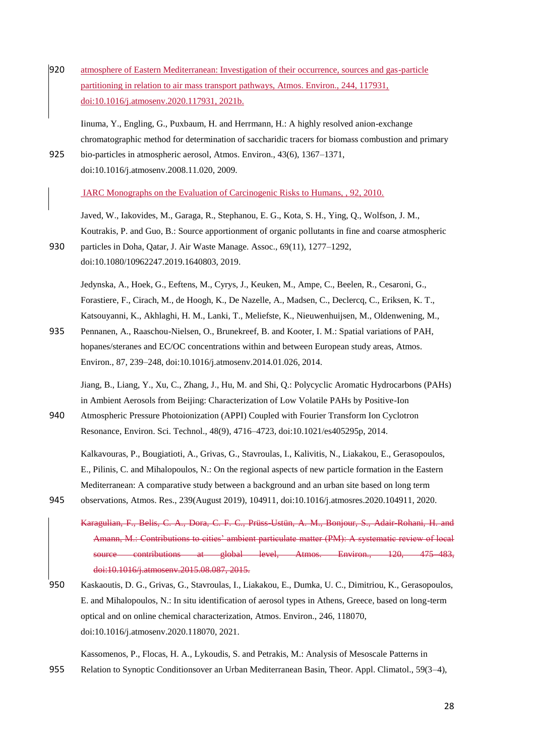atmosphere of Eastern Mediterranean: Investigation of their occurrence, sources and gas-particle partitioning in relation to air mass transport pathways, Atmos. Environ., 244, 117931, doi:10.1016/j.atmosenv.2020.117931, 2021b.

Iinuma, Y., Engling, G., Puxbaum, H. and Herrmann, H.: A highly resolved anion-exchange chromatographic method for determination of saccharidic tracers for biomass combustion and primary bio-particles in atmospheric aerosol, Atmos. Environ., 43(6), 1367–1371, doi:10.1016/j.atmosenv.2008.11.020, 2009.

IARC Monographs on the Evaluation of Carcinogenic Risks to Humans, , 92, 2010.

Javed, W., Iakovides, M., Garaga, R., Stephanou, E. G., Kota, S. H., Ying, Q., Wolfson, J. M., Koutrakis, P. and Guo, B.: Source apportionment of organic pollutants in fine and coarse atmospheric particles in Doha, Qatar, J. Air Waste Manage. Assoc., 69(11), 1277–1292, doi:10.1080/10962247.2019.1640803, 2019.

Jedynska, A., Hoek, G., Eeftens, M., Cyrys, J., Keuken, M., Ampe, C., Beelen, R., Cesaroni, G., Forastiere, F., Cirach, M., de Hoogh, K., De Nazelle, A., Madsen, C., Declercq, C., Eriksen, K. T., Katsouyanni, K., Akhlaghi, H. M., Lanki, T., Meliefste, K., Nieuwenhuijsen, M., Oldenwening, M., Pennanen, A., Raaschou-Nielsen, O., Brunekreef, B. and Kooter, I. M.: Spatial variations of PAH, hopanes/steranes and EC/OC concentrations within and between European study areas, Atmos. Environ., 87, 239–248, doi:10.1016/j.atmosenv.2014.01.026, 2014.

Jiang, B., Liang, Y., Xu, C., Zhang, J., Hu, M. and Shi, Q.: Polycyclic Aromatic Hydrocarbons (PAHs) in Ambient Aerosols from Beijing: Characterization of Low Volatile PAHs by Positive-Ion Atmospheric Pressure Photoionization (APPI) Coupled with Fourier Transform Ion Cyclotron Resonance, Environ. Sci. Technol., 48(9), 4716–4723, doi:10.1021/es405295p, 2014.

Kalkavouras, P., Bougiatioti, A., Grivas, G., Stavroulas, I., Kalivitis, N., Liakakou, E., Gerasopoulos, E., Pilinis, C. and Mihalopoulos, N.: On the regional aspects of new particle formation in the Eastern Mediterranean: A comparative study between a background and an urban site based on long term observations, Atmos. Res., 239(August 2019), 104911, doi:10.1016/j.atmosres.2020.104911, 2020.

~~Karagulian, F., Belis, C. A., Dora, C. F. C., Prüss-Ustün, A. M., Bonjour, S., Adair-Rohani, H. and Amann, M.: Contributions to cities' ambient particulate matter (PM): A systematic review of local source contributions at global level, Atmos. Environ., 120, 475–483, doi:10.1016/j.atmosenv.2015.08.087, 2015.~~

Kaskaoutis, D. G., Grivas, G., Stavroulas, I., Liakakou, E., Dumka, U. C., Dimitriou, K., Gerasopoulos, E. and Mihalopoulos, N.: In situ identification of aerosol types in Athens, Greece, based on long-term optical and on online chemical characterization, Atmos. Environ., 246, 118070, doi:10.1016/j.atmosenv.2020.118070, 2021.

Kassomenos, P., Flocas, H. A., Lykoudis, S. and Petrakis, M.: Analysis of Mesoscale Patterns in Relation to Synoptic Conditionsover an Urban Mediterranean Basin, Theor. Appl. Climatol., 59(3–4),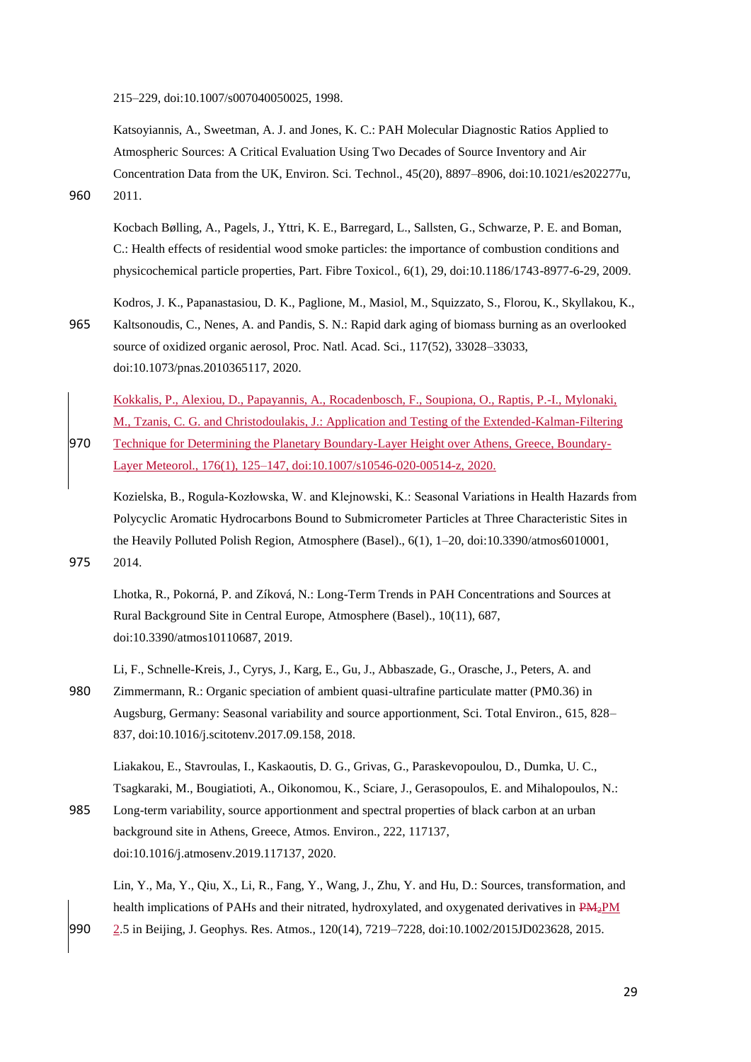215–229, doi:10.1007/s007040050025, 1998.

Katsoyiannis, A., Sweetman, A. J. and Jones, K. C.: PAH Molecular Diagnostic Ratios Applied to Atmospheric Sources: A Critical Evaluation Using Two Decades of Source Inventory and Air Concentration Data from the UK, Environ. Sci. Technol., 45(20), 8897–8906, doi:10.1021/es202277u, 2011.

Kocbach Bølling, A., Pagels, J., Yttri, K. E., Barregard, L., Sallsten, G., Schwarze, P. E. and Boman, C.: Health effects of residential wood smoke particles: the importance of combustion conditions and physicochemical particle properties, Part. Fibre Toxicol., 6(1), 29, doi:10.1186/1743-8977-6-29, 2009.

Kodros, J. K., Papanastasiou, D. K., Paglione, M., Masiol, M., Squizzato, S., Florou, K., Skyllakou, K., Kaltsonoudis, C., Nenes, A. and Pandis, S. N.: Rapid dark aging of biomass burning as an overlooked source of oxidized organic aerosol, Proc. Natl. Acad. Sci., 117(52), 33028–33033, doi:10.1073/pnas.2010365117, 2020.

Kokkalis, P., Alexiou, D., Papayannis, A., Rocadenbosch, F., Soupiona, O., Raptis, P.-I., Mylonaki, M., Tzanis, C. G. and Christodoulakis, J.: Application and Testing of the Extended-Kalman-Filtering Technique for Determining the Planetary Boundary-Layer Height over Athens, Greece, Boundary-Layer Meteorol., 176(1), 125–147, doi:10.1007/s10546-020-00514-z, 2020.

Kozielska, B., Rogula-Kozłowska, W. and Klejnowski, K.: Seasonal Variations in Health Hazards from Polycyclic Aromatic Hydrocarbons Bound to Submicrometer Particles at Three Characteristic Sites in the Heavily Polluted Polish Region, Atmosphere (Basel)., 6(1), 1–20, doi:10.3390/atmos6010001, 2014.

Lhotka, R., Pokorná, P. and Zíková, N.: Long-Term Trends in PAH Concentrations and Sources at Rural Background Site in Central Europe, Atmosphere (Basel)., 10(11), 687, doi:10.3390/atmos10110687, 2019.

Li, F., Schnelle-Kreis, J., Cyrys, J., Karg, E., Gu, J., Abbaszade, G., Orasche, J., Peters, A. and Zimmermann, R.: Organic speciation of ambient quasi-ultrafine particulate matter (PM0.36) in Augsburg, Germany: Seasonal variability and source apportionment, Sci. Total Environ., 615, 828–837, doi:10.1016/j.scitotenv.2017.09.158, 2018.

Liakakou, E., Stavroulas, I., Kaskaoutis, D. G., Grivas, G., Paraskevopoulou, D., Dumka, U. C., Tsagkaraki, M., Bougiatioti, A., Oikonomou, K., Sciare, J., Gerasopoulos, E. and Mihalopoulos, N.: Long-term variability, source apportionment and spectral properties of black carbon at an urban background site in Athens, Greece, Atmos. Environ., 222, 117137, doi:10.1016/j.atmosenv.2019.117137, 2020.

Lin, Y., Ma, Y., Qiu, X., Li, R., Fang, Y., Wang, J., Zhu, Y. and Hu, D.: Sources, transformation, and health implications of PAHs and their nitrated, hydroxylated, and oxygenated derivatives in ~~$PM_2$~~PM 2.5 in Beijing, J. Geophys. Res. Atmos., 120(14), 7219–7228, doi:10.1002/2015JD023628, 2015.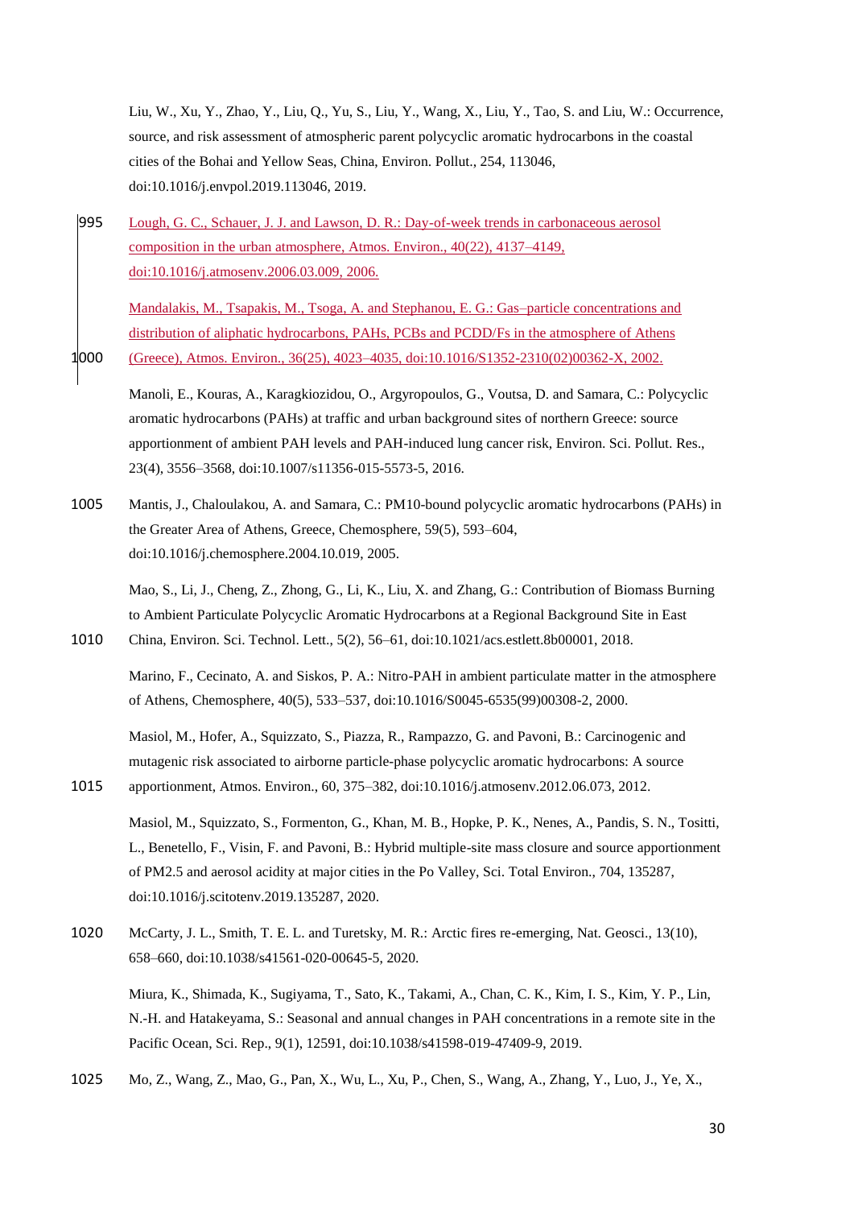Liu, W., Xu, Y., Zhao, Y., Liu, Q., Yu, S., Liu, Y., Wang, X., Liu, Y., Tao, S. and Liu, W.: Occurrence, source, and risk assessment of atmospheric parent polycyclic aromatic hydrocarbons in the coastal cities of the Bohai and Yellow Seas, China, Environ. Pollut., 254, 113046, doi:10.1016/j.envpol.2019.113046, 2019.

Lough, G. C., Schauer, J. J. and Lawson, D. R.: Day-of-week trends in carbonaceous aerosol composition in the urban atmosphere, Atmos. Environ., 40(22), 4137–4149, doi:10.1016/j.atmosenv.2006.03.009, 2006.

Mandalakis, M., Tsapakis, M., Tsoga, A. and Stephanou, E. G.: Gas–particle concentrations and distribution of aliphatic hydrocarbons, PAHs, PCBs and PCDD/Fs in the atmosphere of Athens (Greece), Atmos. Environ., 36(25), 4023–4035, doi:10.1016/S1352-2310(02)00362-X, 2002.

Manoli, E., Kouras, A., Karagkiozidou, O., Argyropoulos, G., Voutsa, D. and Samara, C.: Polycyclic aromatic hydrocarbons (PAHs) at traffic and urban background sites of northern Greece: source apportionment of ambient PAH levels and PAH-induced lung cancer risk, Environ. Sci. Pollut. Res., 23(4), 3556–3568, doi:10.1007/s11356-015-5573-5, 2016.

Mantis, J., Chaloulakou, A. and Samara, C.: PM10-bound polycyclic aromatic hydrocarbons (PAHs) in the Greater Area of Athens, Greece, Chemosphere, 59(5), 593–604, doi:10.1016/j.chemosphere.2004.10.019, 2005.

Mao, S., Li, J., Cheng, Z., Zhong, G., Li, K., Liu, X. and Zhang, G.: Contribution of Biomass Burning to Ambient Particulate Polycyclic Aromatic Hydrocarbons at a Regional Background Site in East China, Environ. Sci. Technol. Lett., 5(2), 56–61, doi:10.1021/acs.estlett.8b00001, 2018.

Marino, F., Cecinato, A. and Siskos, P. A.: Nitro-PAH in ambient particulate matter in the atmosphere of Athens, Chemosphere, 40(5), 533–537, doi:10.1016/S0045-6535(99)00308-2, 2000.

Masiol, M., Hofer, A., Squizzato, S., Piazza, R., Rampazzo, G. and Pavoni, B.: Carcinogenic and mutagenic risk associated to airborne particle-phase polycyclic aromatic hydrocarbons: A source apportionment, Atmos. Environ., 60, 375–382, doi:10.1016/j.atmosenv.2012.06.073, 2012.

Masiol, M., Squizzato, S., Formenton, G., Khan, M. B., Hopke, P. K., Nenes, A., Pandis, S. N., Tositti, L., Benetello, F., Visin, F. and Pavoni, B.: Hybrid multiple-site mass closure and source apportionment of PM2.5 and aerosol acidity at major cities in the Po Valley, Sci. Total Environ., 704, 135287, doi:10.1016/j.scitotenv.2019.135287, 2020.

McCarty, J. L., Smith, T. E. L. and Turetsky, M. R.: Arctic fires re-emerging, Nat. Geosci., 13(10), 658–660, doi:10.1038/s41561-020-00645-5, 2020.

Miura, K., Shimada, K., Sugiyama, T., Sato, K., Takami, A., Chan, C. K., Kim, I. S., Kim, Y. P., Lin, N.-H. and Hatakeyama, S.: Seasonal and annual changes in PAH concentrations in a remote site in the Pacific Ocean, Sci. Rep., 9(1), 12591, doi:10.1038/s41598-019-47409-9, 2019.

Mo, Z., Wang, Z., Mao, G., Pan, X., Wu, L., Xu, P., Chen, S., Wang, A., Zhang, Y., Luo, J., Ye, X.,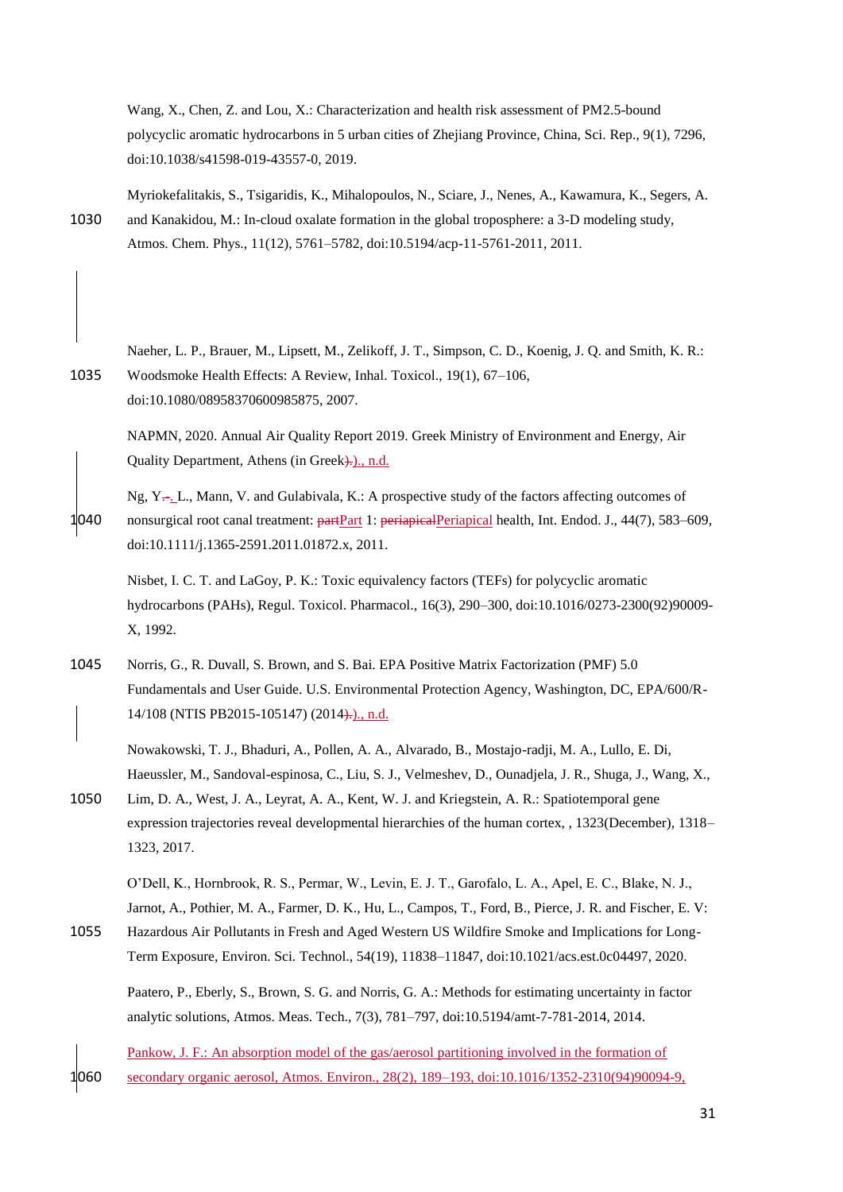Wang, X., Chen, Z. and Lou, X.: Characterization and health risk assessment of PM2.5-bound polycyclic aromatic hydrocarbons in 5 urban cities of Zhejiang Province, China, Sci. Rep., 9(1), 7296, doi:10.1038/s41598-019-43557-0, 2019.

Myriokefalitakis, S., Tsigaridis, K., Mihalopoulos, N., Sciare, J., Nenes, A., Kawamura, K., Segers, A. and Kanakidou, M.: In-cloud oxalate formation in the global troposphere: a 3-D modeling study, Atmos. Chem. Phys., 11(12), 5761–5782, doi:10.5194/acp-11-5761-2011, 2011.

Naeher, L. P., Brauer, M., Lipsett, M., Zelikoff, J. T., Simpson, C. D., Koenig, J. Q. and Smith, K. R.: Woodsmoke Health Effects: A Review, Inhal. Toxicol., 19(1), 67–106, doi:10.1080/08958370600985875, 2007.

NAPMN, 2020. Annual Air Quality Report 2019. Greek Ministry of Environment and Energy, Air Quality Department, Athens (in Greek)., n.d.

Ng, Y. L., Mann, V. and Gulabivala, K.: A prospective study of the factors affecting outcomes of nonsurgical root canal treatment: Part 1: Periapical health, Int. Endod. J., 44(7), 583–609, doi:10.1111/j.1365-2591.2011.01872.x, 2011.

Nisbet, I. C. T. and LaGoy, P. K.: Toxic equivalency factors (TEFs) for polycyclic aromatic hydrocarbons (PAHs), Regul. Toxicol. Pharmacol., 16(3), 290–300, doi:10.1016/0273-2300(92)90009-X, 1992.

Norris, G., R. Duvall, S. Brown, and S. Bai. EPA Positive Matrix Factorization (PMF) 5.0 Fundamentals and User Guide. U.S. Environmental Protection Agency, Washington, DC, EPA/600/R-14/108 (NTIS PB2015-105147) (2014)., n.d.

Nowakowski, T. J., Bhaduri, A., Pollen, A. A., Alvarado, B., Mostajo-radji, M. A., Lullo, E. Di, Haeussler, M., Sandoval-espinosa, C., Liu, S. J., Velmeshev, D., Ounadjela, J. R., Shuga, J., Wang, X., Lim, D. A., West, J. A., Leyrat, A. A., Kent, W. J. and Kriegstein, A. R.: Spatiotemporal gene expression trajectories reveal developmental hierarchies of the human cortex, , 1323(December), 1318–1323, 2017.

O'Dell, K., Hornbrook, R. S., Permar, W., Levin, E. J. T., Garofalo, L. A., Apel, E. C., Blake, N. J., Jarnot, A., Pothier, M. A., Farmer, D. K., Hu, L., Campos, T., Ford, B., Pierce, J. R. and Fischer, E. V: Hazardous Air Pollutants in Fresh and Aged Western US Wildfire Smoke and Implications for Long-Term Exposure, Environ. Sci. Technol., 54(19), 11838–11847, doi:10.1021/acs.est.0c04497, 2020.

Paatero, P., Eberly, S., Brown, S. G. and Norris, G. A.: Methods for estimating uncertainty in factor analytic solutions, Atmos. Meas. Tech., 7(3), 781–797, doi:10.5194/amt-7-781-2014, 2014.

Pankow, J. F.: An absorption model of the gas/aerosol partitioning involved in the formation of secondary organic aerosol, Atmos. Environ., 28(2), 189–193, doi:10.1016/1352-2310(94)90094-9,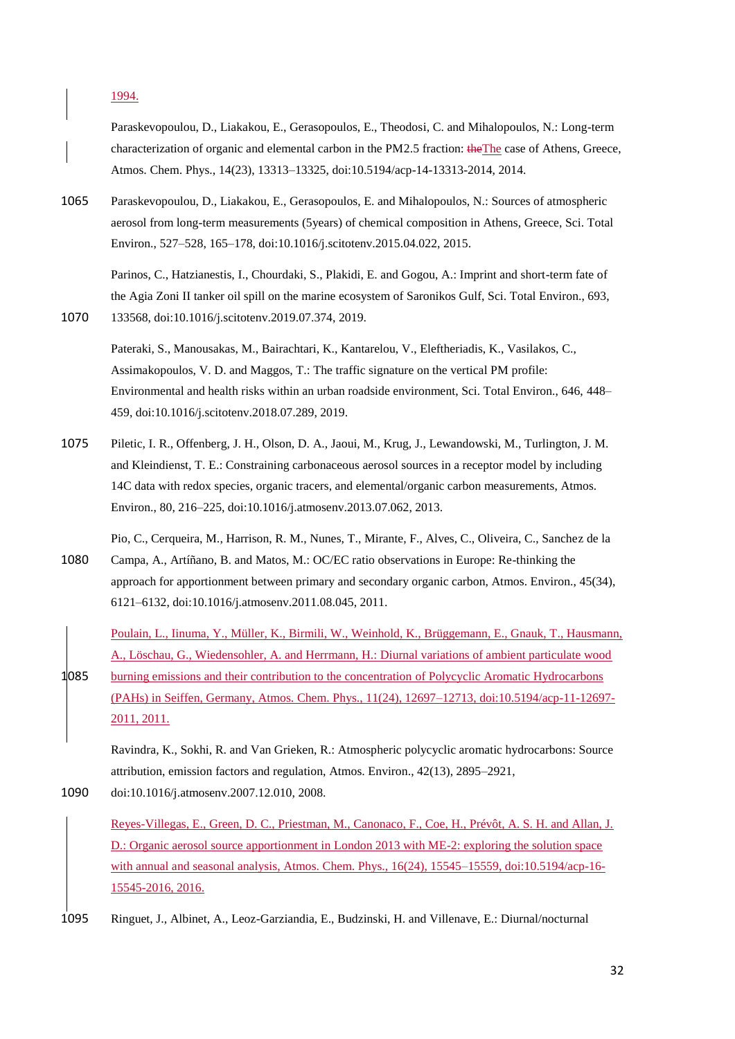1994.

Paraskevopoulou, D., Liakakou, E., Gerasopoulos, E., Theodosi, C. and Mihalopoulos, N.: Long-term characterization of organic and elemental carbon in the PM2.5 fraction: theThe case of Athens, Greece, Atmos. Chem. Phys., 14(23), 13313–13325, doi:10.5194/acp-14-13313-2014, 2014.

Paraskevopoulou, D., Liakakou, E., Gerasopoulos, E. and Mihalopoulos, N.: Sources of atmospheric aerosol from long-term measurements (5years) of chemical composition in Athens, Greece, Sci. Total Environ., 527–528, 165–178, doi:10.1016/j.scitotenv.2015.04.022, 2015.

Parinos, C., Hatzianestis, I., Chourdaki, S., Plakidi, E. and Gogou, A.: Imprint and short-term fate of the Agia Zoni II tanker oil spill on the marine ecosystem of Saronikos Gulf, Sci. Total Environ., 693, 133568, doi:10.1016/j.scitotenv.2019.07.374, 2019.

Pateraki, S., Manousakas, M., Bairachtari, K., Kantarelou, V., Eleftheriadis, K., Vasilakos, C., Assimakopoulos, V. D. and Maggos, T.: The traffic signature on the vertical PM profile: Environmental and health risks within an urban roadside environment, Sci. Total Environ., 646, 448–459, doi:10.1016/j.scitotenv.2018.07.289, 2019.

Piletic, I. R., Offenberg, J. H., Olson, D. A., Jaoui, M., Krug, J., Lewandowski, M., Turlington, J. M. and Kleindienst, T. E.: Constraining carbonaceous aerosol sources in a receptor model by including 14C data with redox species, organic tracers, and elemental/organic carbon measurements, Atmos. Environ., 80, 216–225, doi:10.1016/j.atmosenv.2013.07.062, 2013.

Pio, C., Cerqueira, M., Harrison, R. M., Nunes, T., Mirante, F., Alves, C., Oliveira, C., Sanchez de la Campa, A., Artíñano, B. and Matos, M.: OC/EC ratio observations in Europe: Re-thinking the approach for apportionment between primary and secondary organic carbon, Atmos. Environ., 45(34), 6121–6132, doi:10.1016/j.atmosenv.2011.08.045, 2011.

Poulain, L., Iinuma, Y., Müller, K., Birmili, W., Weinhold, K., Brüggemann, E., Gnauk, T., Hausmann, A., Löschau, G., Wiedensohler, A. and Herrmann, H.: Diurnal variations of ambient particulate wood burning emissions and their contribution to the concentration of Polycyclic Aromatic Hydrocarbons (PAHs) in Seiffen, Germany, Atmos. Chem. Phys., 11(24), 12697–12713, doi:10.5194/acp-11-12697-2011, 2011.

Ravindra, K., Sokhi, R. and Van Grieken, R.: Atmospheric polycyclic aromatic hydrocarbons: Source attribution, emission factors and regulation, Atmos. Environ., 42(13), 2895–2921, doi:10.1016/j.atmosenv.2007.12.010, 2008.

Reyes-Villegas, E., Green, D. C., Priestman, M., Canonaco, F., Coe, H., Prévôt, A. S. H. and Allan, J. D.: Organic aerosol source apportionment in London 2013 with ME-2: exploring the solution space with annual and seasonal analysis, Atmos. Chem. Phys., 16(24), 15545–15559, doi:10.5194/acp-16-15545-2016, 2016.

Ringuet, J., Albinet, A., Leoz-Garziandia, E., Budzinski, H. and Villenave, E.: Diurnal/nocturnal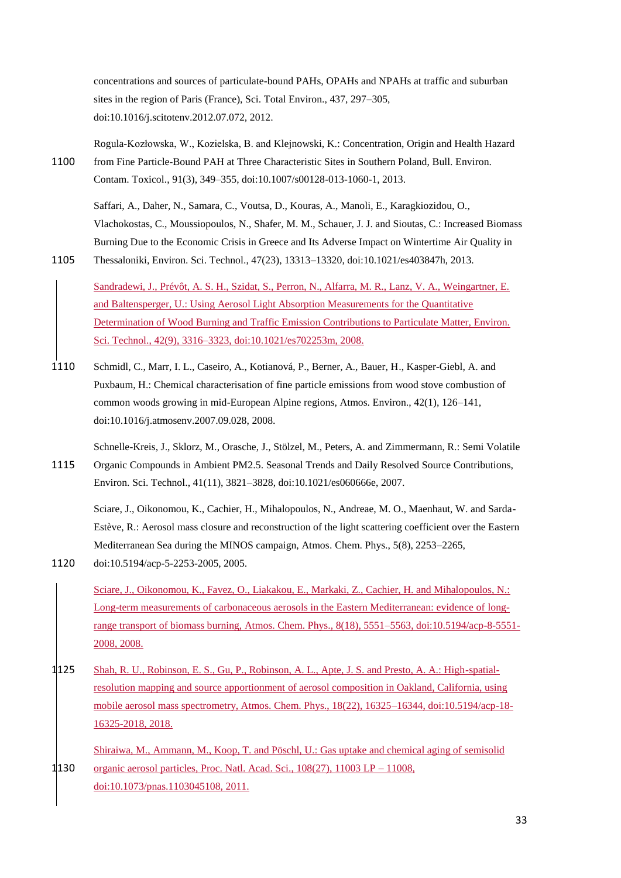concentrations and sources of particulate-bound PAHs, OPAHs and NPAHs at traffic and suburban sites in the region of Paris (France), Sci. Total Environ., 437, 297–305, doi:10.1016/j.scitotenv.2012.07.072, 2012.

Rogula-Kozłowska, W., Kozielska, B. and Klejnowski, K.: Concentration, Origin and Health Hazard from Fine Particle-Bound PAH at Three Characteristic Sites in Southern Poland, Bull. Environ. Contam. Toxicol., 91(3), 349–355, doi:10.1007/s00128-013-1060-1, 2013.

Saffari, A., Daher, N., Samara, C., Voutsa, D., Kouras, A., Manoli, E., Karagkiozidou, O., Vlachokostas, C., Moussiopoulos, N., Shafer, M. M., Schauer, J. J. and Sioutas, C.: Increased Biomass Burning Due to the Economic Crisis in Greece and Its Adverse Impact on Wintertime Air Quality in Thessaloniki, Environ. Sci. Technol., 47(23), 13313–13320, doi:10.1021/es403847h, 2013.

Sandradewi, J., Prévôt, A. S. H., Szidat, S., Perron, N., Alfarra, M. R., Lanz, V. A., Weingartner, E. and Baltensperger, U.: Using Aerosol Light Absorption Measurements for the Quantitative Determination of Wood Burning and Traffic Emission Contributions to Particulate Matter, Environ. Sci. Technol., 42(9), 3316–3323, doi:10.1021/es702253m, 2008.

Schmidl, C., Marr, I. L., Caseiro, A., Kotianová, P., Berner, A., Bauer, H., Kasper-Giebl, A. and Puxbaum, H.: Chemical characterisation of fine particle emissions from wood stove combustion of common woods growing in mid-European Alpine regions, Atmos. Environ., 42(1), 126–141, doi:10.1016/j.atmosenv.2007.09.028, 2008.

Schnelle-Kreis, J., Sklorz, M., Orasche, J., Stölzel, M., Peters, A. and Zimmermann, R.: Semi Volatile Organic Compounds in Ambient PM2.5. Seasonal Trends and Daily Resolved Source Contributions, Environ. Sci. Technol., 41(11), 3821–3828, doi:10.1021/es060666e, 2007.

Sciare, J., Oikonomou, K., Cachier, H., Mihalopoulos, N., Andreae, M. O., Maenhaut, W. and Sarda-Estève, R.: Aerosol mass closure and reconstruction of the light scattering coefficient over the Eastern Mediterranean Sea during the MINOS campaign, Atmos. Chem. Phys., 5(8), 2253–2265, doi:10.5194/acp-5-2253-2005, 2005.

Sciare, J., Oikonomou, K., Favez, O., Liakakou, E., Markaki, Z., Cachier, H. and Mihalopoulos, N.: Long-term measurements of carbonaceous aerosols in the Eastern Mediterranean: evidence of long-range transport of biomass burning, Atmos. Chem. Phys., 8(18), 5551–5563, doi:10.5194/acp-8-5551-2008, 2008.

Shah, R. U., Robinson, E. S., Gu, P., Robinson, A. L., Apte, J. S. and Presto, A. A.: High-spatial-resolution mapping and source apportionment of aerosol composition in Oakland, California, using mobile aerosol mass spectrometry, Atmos. Chem. Phys., 18(22), 16325–16344, doi:10.5194/acp-18-16325-2018, 2018.

Shiraiwa, M., Ammann, M., Koop, T. and Pöschl, U.: Gas uptake and chemical aging of semisolid organic aerosol particles, Proc. Natl. Acad. Sci., 108(27), 11003 LP – 11008, doi:10.1073/pnas.1103045108, 2011.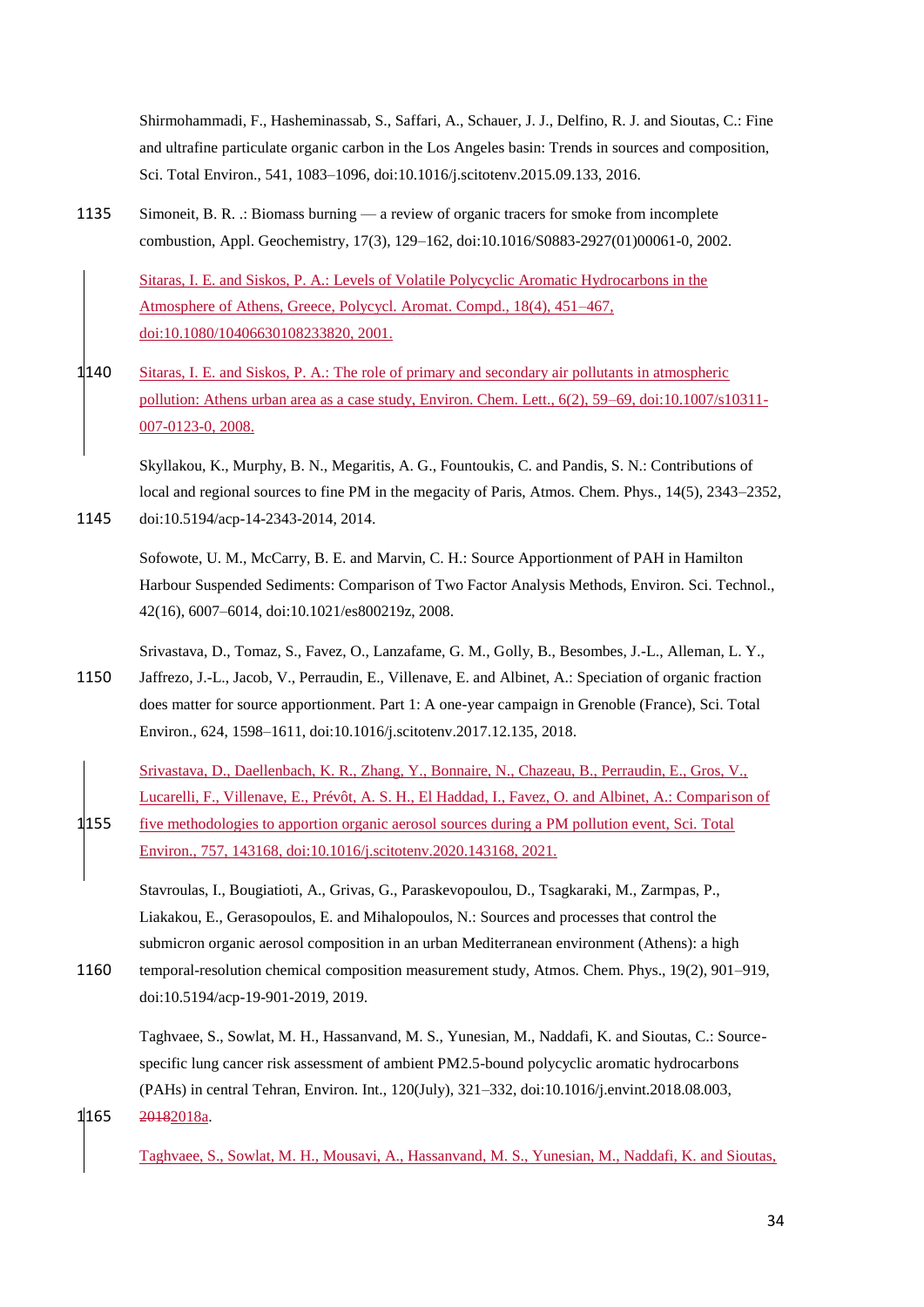Shirmohammadi, F., Hasheminassab, S., Saffari, A., Schauer, J. J., Delfino, R. J. and Sioutas, C.: Fine and ultrafine particulate organic carbon in the Los Angeles basin: Trends in sources and composition, Sci. Total Environ., 541, 1083–1096, doi:10.1016/j.scitotenv.2015.09.133, 2016.

Simoneit, B. R. .: Biomass burning — a review of organic tracers for smoke from incomplete combustion, Appl. Geochemistry, 17(3), 129–162, doi:10.1016/S0883-2927(01)00061-0, 2002.

Sitaras, I. E. and Siskos, P. A.: Levels of Volatile Polycyclic Aromatic Hydrocarbons in the Atmosphere of Athens, Greece, Polycycl. Aromat. Compd., 18(4), 451–467, doi:10.1080/10406630108233820, 2001.

Sitaras, I. E. and Siskos, P. A.: The role of primary and secondary air pollutants in atmospheric pollution: Athens urban area as a case study, Environ. Chem. Lett., 6(2), 59–69, doi:10.1007/s10311-007-0123-0, 2008.

Skyllakou, K., Murphy, B. N., Megaritis, A. G., Fountoukis, C. and Pandis, S. N.: Contributions of local and regional sources to fine PM in the megacity of Paris, Atmos. Chem. Phys., 14(5), 2343–2352, doi:10.5194/acp-14-2343-2014, 2014.

Sofowote, U. M., McCarry, B. E. and Marvin, C. H.: Source Apportionment of PAH in Hamilton Harbour Suspended Sediments: Comparison of Two Factor Analysis Methods, Environ. Sci. Technol., 42(16), 6007–6014, doi:10.1021/es800219z, 2008.

Srivastava, D., Tomaz, S., Favez, O., Lanzafame, G. M., Golly, B., Besombes, J.-L., Alleman, L. Y., Jaffrezo, J.-L., Jacob, V., Perraudin, E., Villenave, E. and Albinet, A.: Speciation of organic fraction does matter for source apportionment. Part 1: A one-year campaign in Grenoble (France), Sci. Total Environ., 624, 1598–1611, doi:10.1016/j.scitotenv.2017.12.135, 2018.

Srivastava, D., Daellenbach, K. R., Zhang, Y., Bonnaire, N., Chazeau, B., Perraudin, E., Gros, V., Lucarelli, F., Villenave, E., Prévôt, A. S. H., El Haddad, I., Favez, O. and Albinet, A.: Comparison of five methodologies to apportion organic aerosol sources during a PM pollution event, Sci. Total Environ., 757, 143168, doi:10.1016/j.scitotenv.2020.143168, 2021.

Stavroulas, I., Bougiatioti, A., Grivas, G., Paraskevopoulou, D., Tsagkaraki, M., Zarmpas, P., Liakakou, E., Gerasopoulos, E. and Mihalopoulos, N.: Sources and processes that control the submicron organic aerosol composition in an urban Mediterranean environment (Athens): a high temporal-resolution chemical composition measurement study, Atmos. Chem. Phys., 19(2), 901–919, doi:10.5194/acp-19-901-2019, 2019.

Taghvaee, S., Sowlat, M. H., Hassanvand, M. S., Yunesian, M., Naddafi, K. and Sioutas, C.: Source-specific lung cancer risk assessment of ambient PM2.5-bound polycyclic aromatic hydrocarbons (PAHs) in central Tehran, Environ. Int., 120(July), 321–332, doi:10.1016/j.envint.2018.08.003, ~~2018~~2018a.

Taghvaee, S., Sowlat, M. H., Mousavi, A., Hassanvand, M. S., Yunesian, M., Naddafi, K. and Sioutas,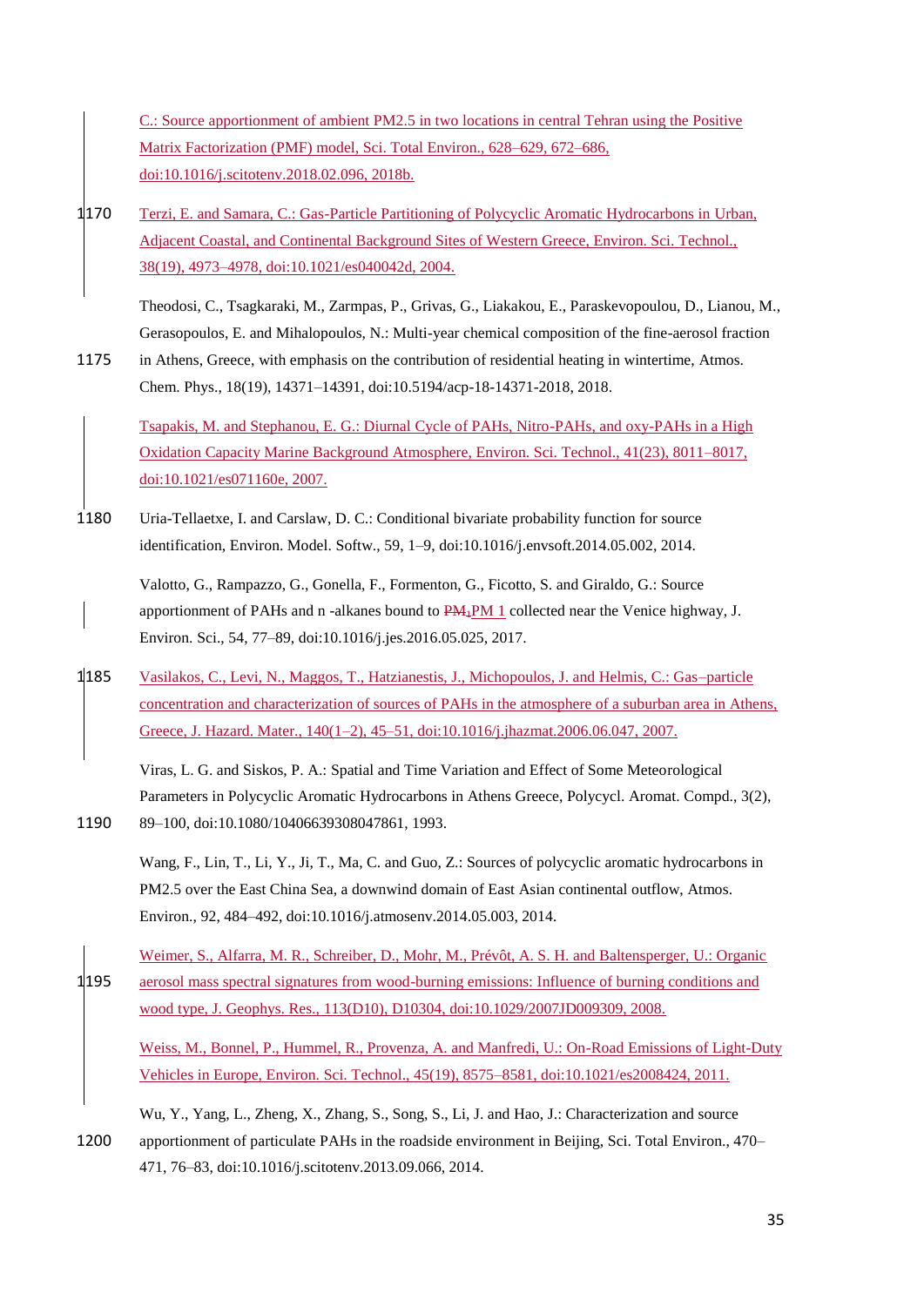C.: Source apportionment of ambient PM2.5 in two locations in central Tehran using the Positive Matrix Factorization (PMF) model, Sci. Total Environ., 628–629, 672–686, doi:10.1016/j.scitotenv.2018.02.096, 2018b.

Terzi, E. and Samara, C.: Gas-Particle Partitioning of Polycyclic Aromatic Hydrocarbons in Urban, Adjacent Coastal, and Continental Background Sites of Western Greece, Environ. Sci. Technol., 38(19), 4973–4978, doi:10.1021/es040042d, 2004.

Theodosi, C., Tsagkaraki, M., Zarmpas, P., Grivas, G., Liakakou, E., Paraskevopoulou, D., Lianou, M., Gerasopoulos, E. and Mihalopoulos, N.: Multi-year chemical composition of the fine-aerosol fraction in Athens, Greece, with emphasis on the contribution of residential heating in wintertime, Atmos. Chem. Phys., 18(19), 14371–14391, doi:10.5194/acp-18-14371-2018, 2018.

Tsapakis, M. and Stephanou, E. G.: Diurnal Cycle of PAHs, Nitro-PAHs, and oxy-PAHs in a High Oxidation Capacity Marine Background Atmosphere, Environ. Sci. Technol., 41(23), 8011–8017, doi:10.1021/es071160e, 2007.

Uria-Tellaetxe, I. and Carslaw, D. C.: Conditional bivariate probability function for source identification, Environ. Model. Softw., 59, 1–9, doi:10.1016/j.envsoft.2014.05.002, 2014.

Valotto, G., Rampazzo, G., Gonella, F., Formenton, G., Ficotto, S. and Giraldo, G.: Source apportionment of PAHs and n -alkanes bound to ~~$PM_1$~~PM 1 collected near the Venice highway, J. Environ. Sci., 54, 77–89, doi:10.1016/j.jes.2016.05.025, 2017.

Vasilakos, C., Levi, N., Maggos, T., Hatzianestis, J., Michopoulos, J. and Helmis, C.: Gas–particle concentration and characterization of sources of PAHs in the atmosphere of a suburban area in Athens, Greece, J. Hazard. Mater., 140(1–2), 45–51, doi:10.1016/j.jhazmat.2006.06.047, 2007.

Viras, L. G. and Siskos, P. A.: Spatial and Time Variation and Effect of Some Meteorological Parameters in Polycyclic Aromatic Hydrocarbons in Athens Greece, Polycycl. Aromat. Compd., 3(2), 89–100, doi:10.1080/10406639308047861, 1993.

Wang, F., Lin, T., Li, Y., Ji, T., Ma, C. and Guo, Z.: Sources of polycyclic aromatic hydrocarbons in PM2.5 over the East China Sea, a downwind domain of East Asian continental outflow, Atmos. Environ., 92, 484–492, doi:10.1016/j.atmosenv.2014.05.003, 2014.

Weimer, S., Alfarra, M. R., Schreiber, D., Mohr, M., Prévôt, A. S. H. and Baltensperger, U.: Organic aerosol mass spectral signatures from wood-burning emissions: Influence of burning conditions and wood type, J. Geophys. Res., 113(D10), D10304, doi:10.1029/2007JD009309, 2008.

Weiss, M., Bonnel, P., Hummel, R., Provenza, A. and Manfredi, U.: On-Road Emissions of Light-Duty Vehicles in Europe, Environ. Sci. Technol., 45(19), 8575–8581, doi:10.1021/es2008424, 2011.

Wu, Y., Yang, L., Zheng, X., Zhang, S., Song, S., Li, J. and Hao, J.: Characterization and source apportionment of particulate PAHs in the roadside environment in Beijing, Sci. Total Environ., 470–471, 76–83, doi:10.1016/j.scitotenv.2013.09.066, 2014.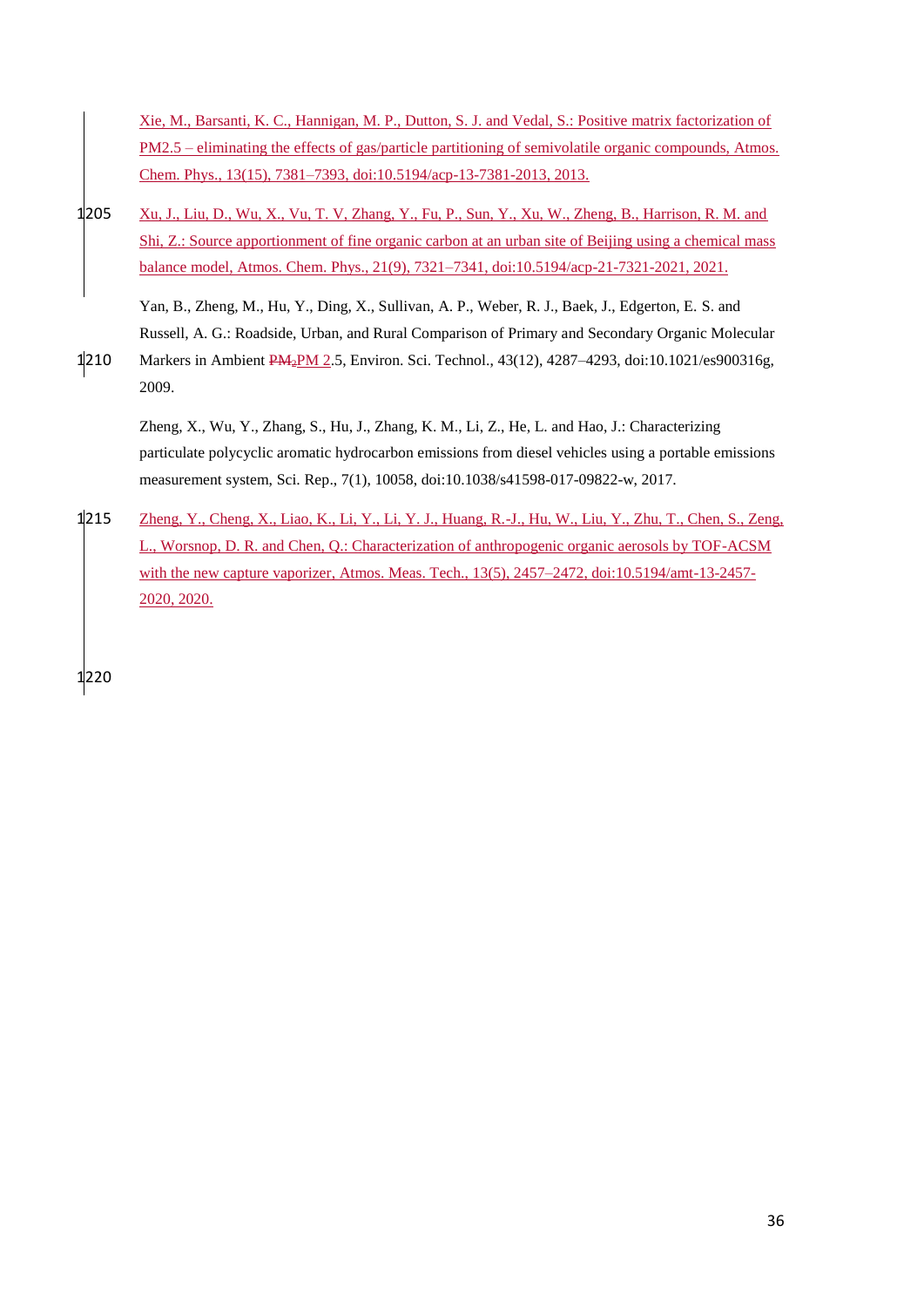Xie, M., Barsanti, K. C., Hannigan, M. P., Dutton, S. J. and Vedal, S.: Positive matrix factorization of PM2.5 – eliminating the effects of gas/particle partitioning of semivolatile organic compounds, Atmos. Chem. Phys., 13(15), 7381–7393, doi:10.5194/acp-13-7381-2013, 2013.

Xu, J., Liu, D., Wu, X., Vu, T. V, Zhang, Y., Fu, P., Sun, Y., Xu, W., Zheng, B., Harrison, R. M. and Shi, Z.: Source apportionment of fine organic carbon at an urban site of Beijing using a chemical mass balance model, Atmos. Chem. Phys., 21(9), 7321–7341, doi:10.5194/acp-21-7321-2021, 2021.

Yan, B., Zheng, M., Hu, Y., Ding, X., Sullivan, A. P., Weber, R. J., Baek, J., Edgerton, E. S. and Russell, A. G.: Roadside, Urban, and Rural Comparison of Primary and Secondary Organic Molecular Markers in Ambient $PM_2$PM 2.5, Environ. Sci. Technol., 43(12), 4287–4293, doi:10.1021/es900316g, 2009.

Zheng, X., Wu, Y., Zhang, S., Hu, J., Zhang, K. M., Li, Z., He, L. and Hao, J.: Characterizing particulate polycyclic aromatic hydrocarbon emissions from diesel vehicles using a portable emissions measurement system, Sci. Rep., 7(1), 10058, doi:10.1038/s41598-017-09822-w, 2017.

Zheng, Y., Cheng, X., Liao, K., Li, Y., Li, Y. J., Huang, R.-J., Hu, W., Liu, Y., Zhu, T., Chen, S., Zeng, L., Worsnop, D. R. and Chen, Q.: Characterization of anthropogenic organic aerosols by TOF-ACSM with the new capture vaporizer, Atmos. Meas. Tech., 13(5), 2457–2472, doi:10.5194/amt-13-2457-2020, 2020.